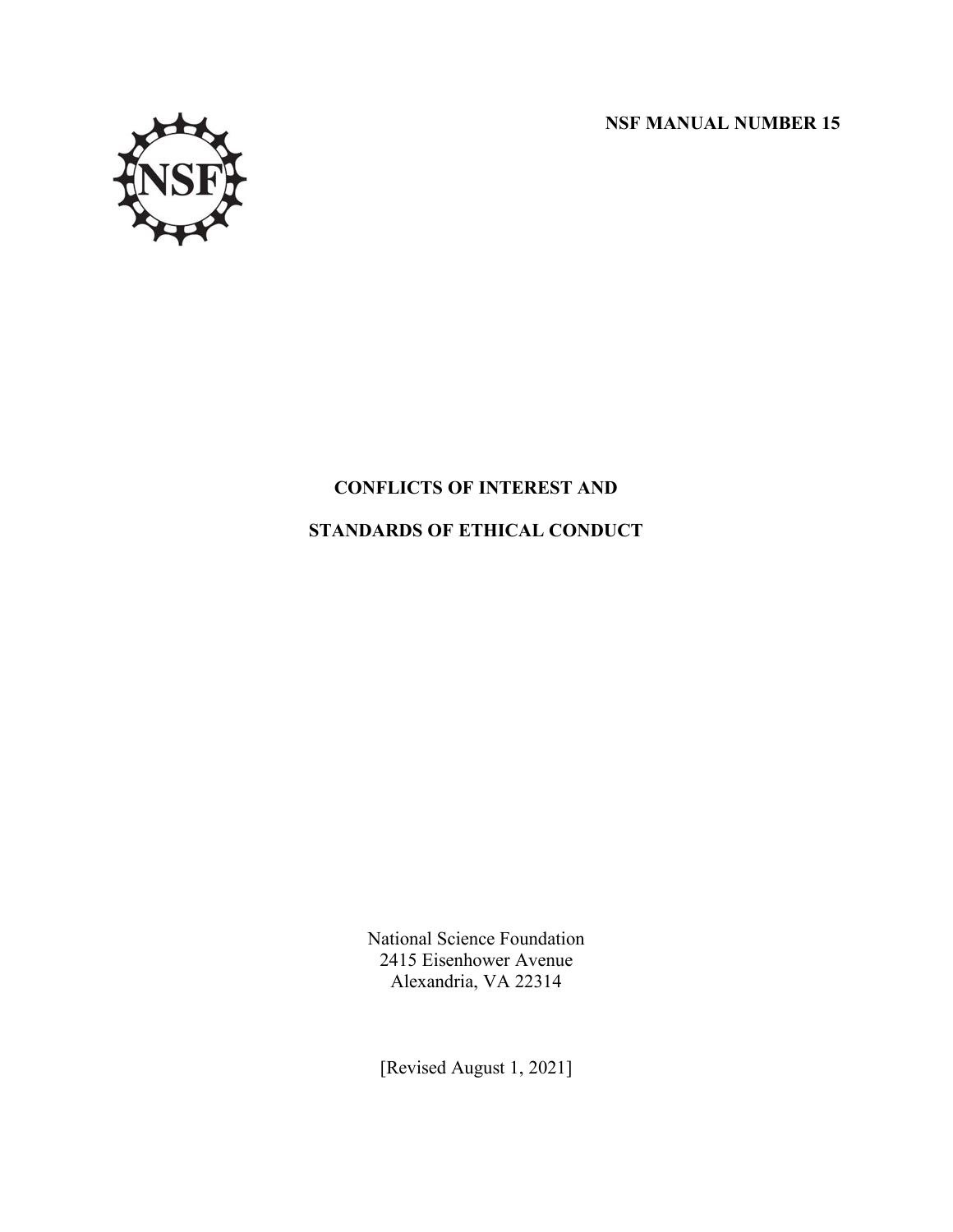**NSF MANUAL NUMBER 15**

# CONFLICTS OF INTEREST AND STANDARDS OF ETHICAL CONDUCT

National Science Foundation
2415 Eisenhower Avenue
Alexandria, VA 22314

[Revised August 1, 2021]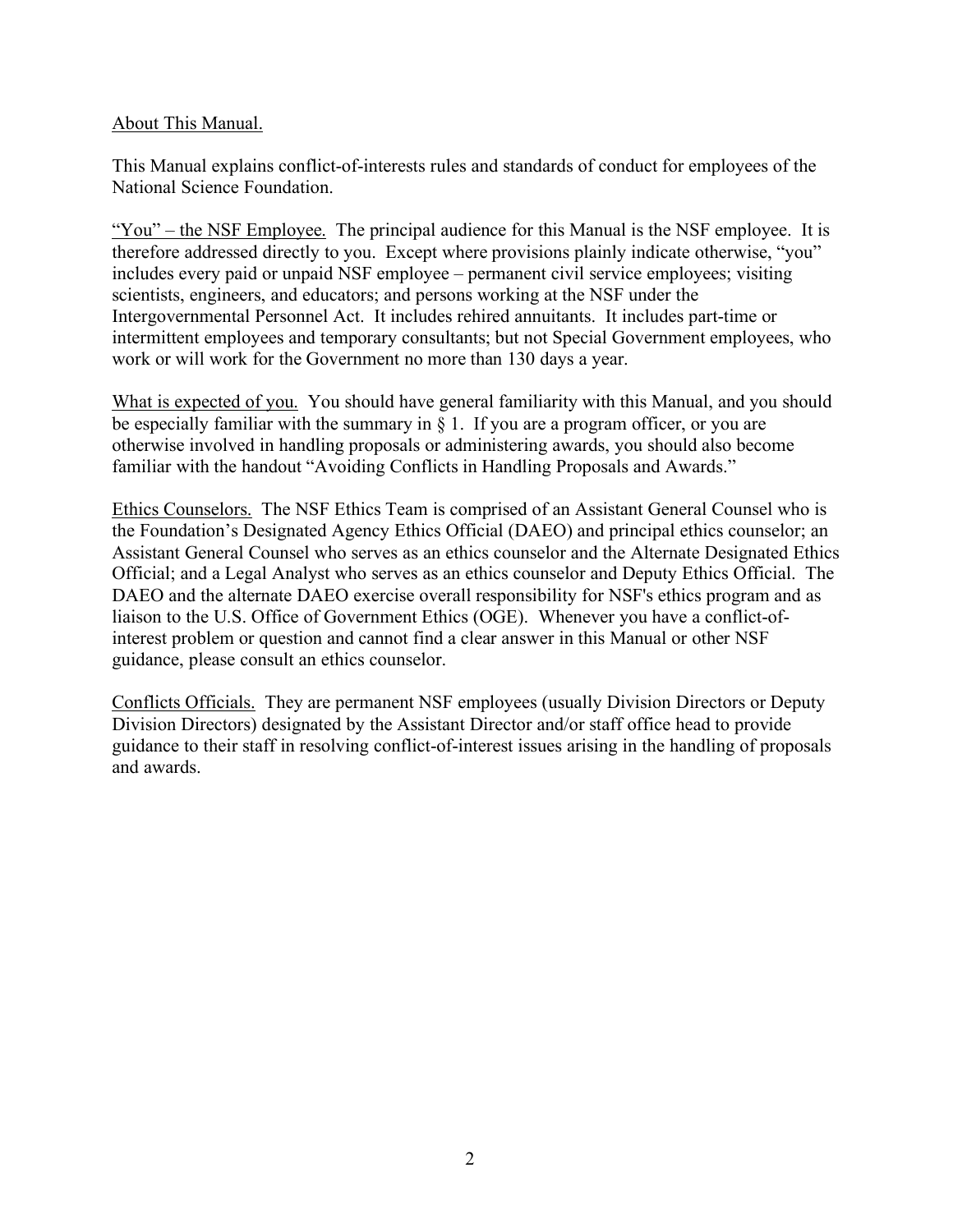## About This Manual.

This Manual explains conflict-of-interests rules and standards of conduct for employees of the National Science Foundation.

"You" – the NSF Employee. The principal audience for this Manual is the NSF employee. It is therefore addressed directly to you. Except where provisions plainly indicate otherwise, "you" includes every paid or unpaid NSF employee – permanent civil service employees; visiting scientists, engineers, and educators; and persons working at the NSF under the Intergovernmental Personnel Act. It includes rehired annuitants. It includes part-time or intermittent employees and temporary consultants; but not Special Government employees, who work or will work for the Government no more than 130 days a year.

What is expected of you. You should have general familiarity with this Manual, and you should be especially familiar with the summary in § 1. If you are a program officer, or you are otherwise involved in handling proposals or administering awards, you should also become familiar with the handout "Avoiding Conflicts in Handling Proposals and Awards."

Ethics Counselors. The NSF Ethics Team is comprised of an Assistant General Counsel who is the Foundation's Designated Agency Ethics Official (DAEO) and principal ethics counselor; an Assistant General Counsel who serves as an ethics counselor and the Alternate Designated Ethics Official; and a Legal Analyst who serves as an ethics counselor and Deputy Ethics Official. The DAEO and the alternate DAEO exercise overall responsibility for NSF's ethics program and as liaison to the U.S. Office of Government Ethics (OGE). Whenever you have a conflict-of-interest problem or question and cannot find a clear answer in this Manual or other NSF guidance, please consult an ethics counselor.

Conflicts Officials. They are permanent NSF employees (usually Division Directors or Deputy Division Directors) designated by the Assistant Director and/or staff office head to provide guidance to their staff in resolving conflict-of-interest issues arising in the handling of proposals and awards.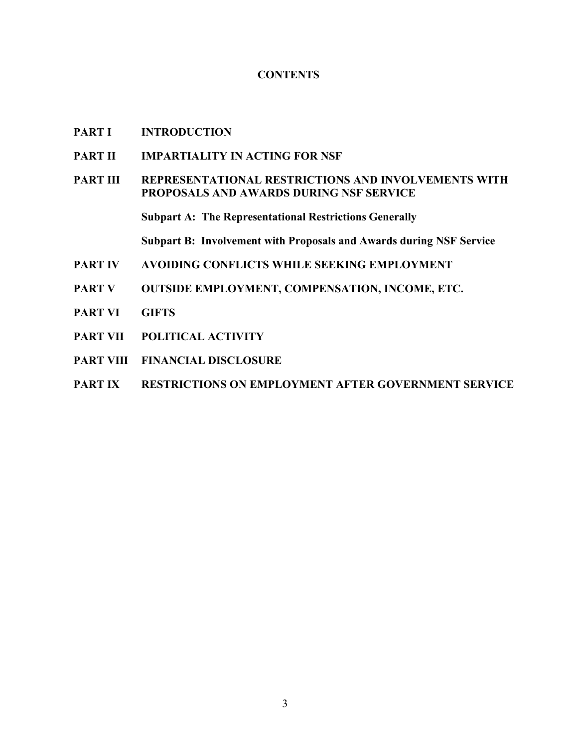# CONTENTS

**PART I** **INTRODUCTION**

**PART II** **IMPARTIALITY IN ACTING FOR NSF**

**PART III** **REPRESENTATIONAL RESTRICTIONS AND INVOLVEMENTS WITH PROPOSALS AND AWARDS DURING NSF SERVICE**

**Subpart A: The Representational Restrictions Generally**

**Subpart B: Involvement with Proposals and Awards during NSF Service**

**PART IV** **AVOIDING CONFLICTS WHILE SEEKING EMPLOYMENT**

**PART V** **OUTSIDE EMPLOYMENT, COMPENSATION, INCOME, ETC.**

**PART VI** **GIFTS**

**PART VII** **POLITICAL ACTIVITY**

**PART VIII** **FINANCIAL DISCLOSURE**

**PART IX** **RESTRICTIONS ON EMPLOYMENT AFTER GOVERNMENT SERVICE**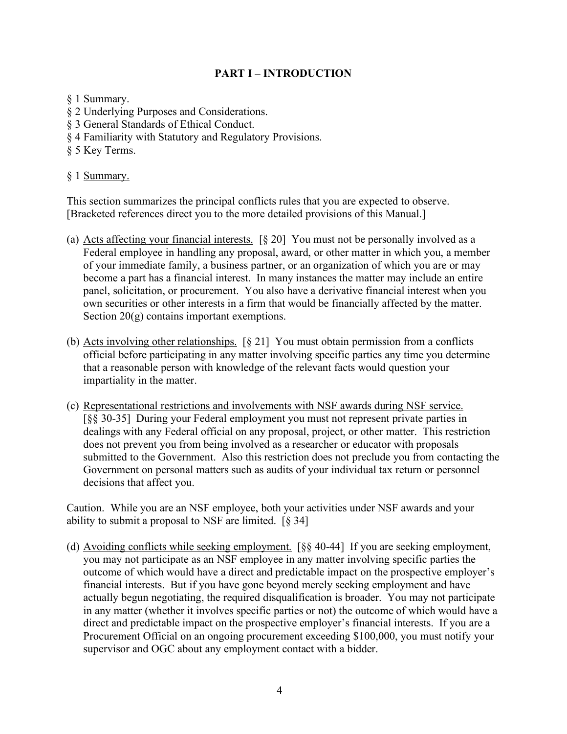## PART I – INTRODUCTION

§ 1 Summary.
§ 2 Underlying Purposes and Considerations.
§ 3 General Standards of Ethical Conduct.
§ 4 Familiarity with Statutory and Regulatory Provisions.
§ 5 Key Terms.

§ 1 Summary.

This section summarizes the principal conflicts rules that you are expected to observe. [Bracketed references direct you to the more detailed provisions of this Manual.]

(a) Acts affecting your financial interests. [§ 20] You must not be personally involved as a Federal employee in handling any proposal, award, or other matter in which you, a member of your immediate family, a business partner, or an organization of which you are or may become a part has a financial interest. In many instances the matter may include an entire panel, solicitation, or procurement. You also have a derivative financial interest when you own securities or other interests in a firm that would be financially affected by the matter. Section 20(g) contains important exemptions.

(b) Acts involving other relationships. [§ 21] You must obtain permission from a conflicts official before participating in any matter involving specific parties any time you determine that a reasonable person with knowledge of the relevant facts would question your impartiality in the matter.

(c) Representational restrictions and involvements with NSF awards during NSF service. [§§ 30-35] During your Federal employment you must not represent private parties in dealings with any Federal official on any proposal, project, or other matter. This restriction does not prevent you from being involved as a researcher or educator with proposals submitted to the Government. Also this restriction does not preclude you from contacting the Government on personal matters such as audits of your individual tax return or personnel decisions that affect you.

Caution. While you are an NSF employee, both your activities under NSF awards and your ability to submit a proposal to NSF are limited. [§ 34]

(d) Avoiding conflicts while seeking employment. [§§ 40-44] If you are seeking employment, you may not participate as an NSF employee in any matter involving specific parties the outcome of which would have a direct and predictable impact on the prospective employer's financial interests. But if you have gone beyond merely seeking employment and have actually begun negotiating, the required disqualification is broader. You may not participate in any matter (whether it involves specific parties or not) the outcome of which would have a direct and predictable impact on the prospective employer's financial interests. If you are a Procurement Official on an ongoing procurement exceeding $100,000, you must notify your supervisor and OGC about any employment contact with a bidder.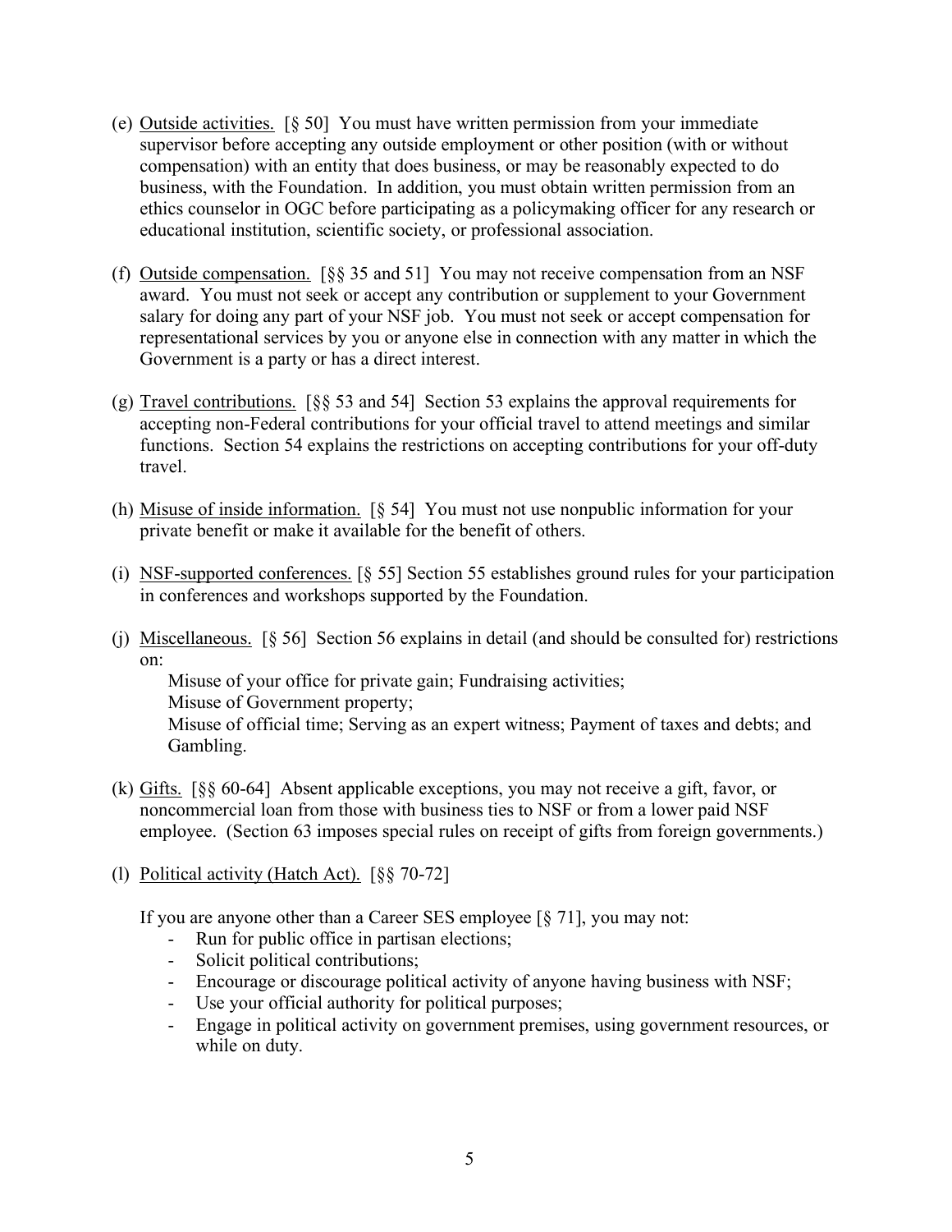(e) Outside activities. [§ 50] You must have written permission from your immediate supervisor before accepting any outside employment or other position (with or without compensation) with an entity that does business, or may be reasonably expected to do business, with the Foundation. In addition, you must obtain written permission from an ethics counselor in OGC before participating as a policymaking officer for any research or educational institution, scientific society, or professional association.

(f) Outside compensation. [§§ 35 and 51] You may not receive compensation from an NSF award. You must not seek or accept any contribution or supplement to your Government salary for doing any part of your NSF job. You must not seek or accept compensation for representational services by you or anyone else in connection with any matter in which the Government is a party or has a direct interest.

(g) Travel contributions. [§§ 53 and 54] Section 53 explains the approval requirements for accepting non-Federal contributions for your official travel to attend meetings and similar functions. Section 54 explains the restrictions on accepting contributions for your off-duty travel.

(h) Misuse of inside information. [§ 54] You must not use nonpublic information for your private benefit or make it available for the benefit of others.

(i) NSF-supported conferences. [§ 55] Section 55 establishes ground rules for your participation in conferences and workshops supported by the Foundation.

(j) Miscellaneous. [§ 56] Section 56 explains in detail (and should be consulted for) restrictions on:

Misuse of your office for private gain; Fundraising activities;
Misuse of Government property;
Misuse of official time; Serving as an expert witness; Payment of taxes and debts; and Gambling.

(k) Gifts. [§§ 60-64] Absent applicable exceptions, you may not receive a gift, favor, or noncommercial loan from those with business ties to NSF or from a lower paid NSF employee. (Section 63 imposes special rules on receipt of gifts from foreign governments.)

(l) Political activity (Hatch Act). [§§ 70-72]

If you are anyone other than a Career SES employee [§ 71], you may not:

- Run for public office in partisan elections;
- Solicit political contributions;
- Encourage or discourage political activity of anyone having business with NSF;
- Use your official authority for political purposes;
- Engage in political activity on government premises, using government resources, or while on duty.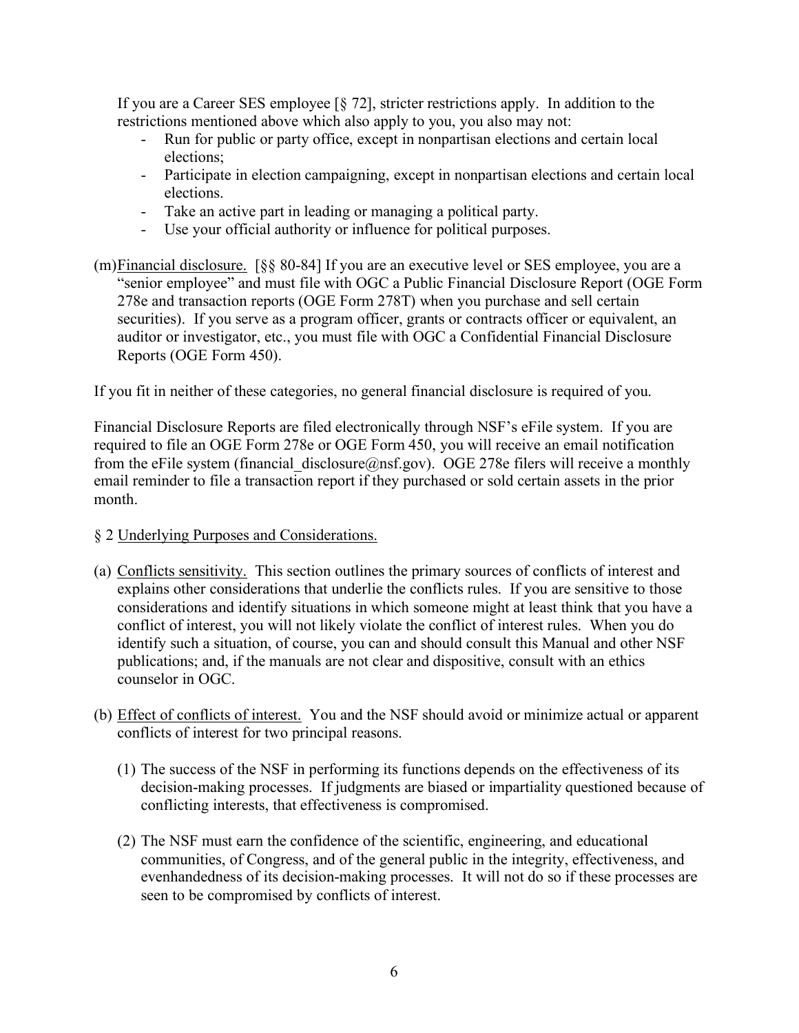If you are a Career SES employee [§ 72], stricter restrictions apply. In addition to the restrictions mentioned above which also apply to you, you also may not:

- Run for public or party office, except in nonpartisan elections and certain local elections;
- Participate in election campaigning, except in nonpartisan elections and certain local elections.
- Take an active part in leading or managing a political party.
- Use your official authority or influence for political purposes.

(m) Financial disclosure. [§§ 80-84] If you are an executive level or SES employee, you are a "senior employee" and must file with OGC a Public Financial Disclosure Report (OGE Form 278e and transaction reports (OGE Form 278T) when you purchase and sell certain securities). If you serve as a program officer, grants or contracts officer or equivalent, an auditor or investigator, etc., you must file with OGC a Confidential Financial Disclosure Reports (OGE Form 450).

If you fit in neither of these categories, no general financial disclosure is required of you.

Financial Disclosure Reports are filed electronically through NSF's eFile system. If you are required to file an OGE Form 278e or OGE Form 450, you will receive an email notification from the eFile system (financial_disclosure@nsf.gov). OGE 278e filers will receive a monthly email reminder to file a transaction report if they purchased or sold certain assets in the prior month.

§ 2 Underlying Purposes and Considerations.

(a) Conflicts sensitivity. This section outlines the primary sources of conflicts of interest and explains other considerations that underlie the conflicts rules. If you are sensitive to those considerations and identify situations in which someone might at least think that you have a conflict of interest, you will not likely violate the conflict of interest rules. When you do identify such a situation, of course, you can and should consult this Manual and other NSF publications; and, if the manuals are not clear and dispositive, consult with an ethics counselor in OGC.

(b) Effect of conflicts of interest. You and the NSF should avoid or minimize actual or apparent conflicts of interest for two principal reasons.

  (1) The success of the NSF in performing its functions depends on the effectiveness of its decision-making processes. If judgments are biased or impartiality questioned because of conflicting interests, that effectiveness is compromised.

  (2) The NSF must earn the confidence of the scientific, engineering, and educational communities, of Congress, and of the general public in the integrity, effectiveness, and evenhandedness of its decision-making processes. It will not do so if these processes are seen to be compromised by conflicts of interest.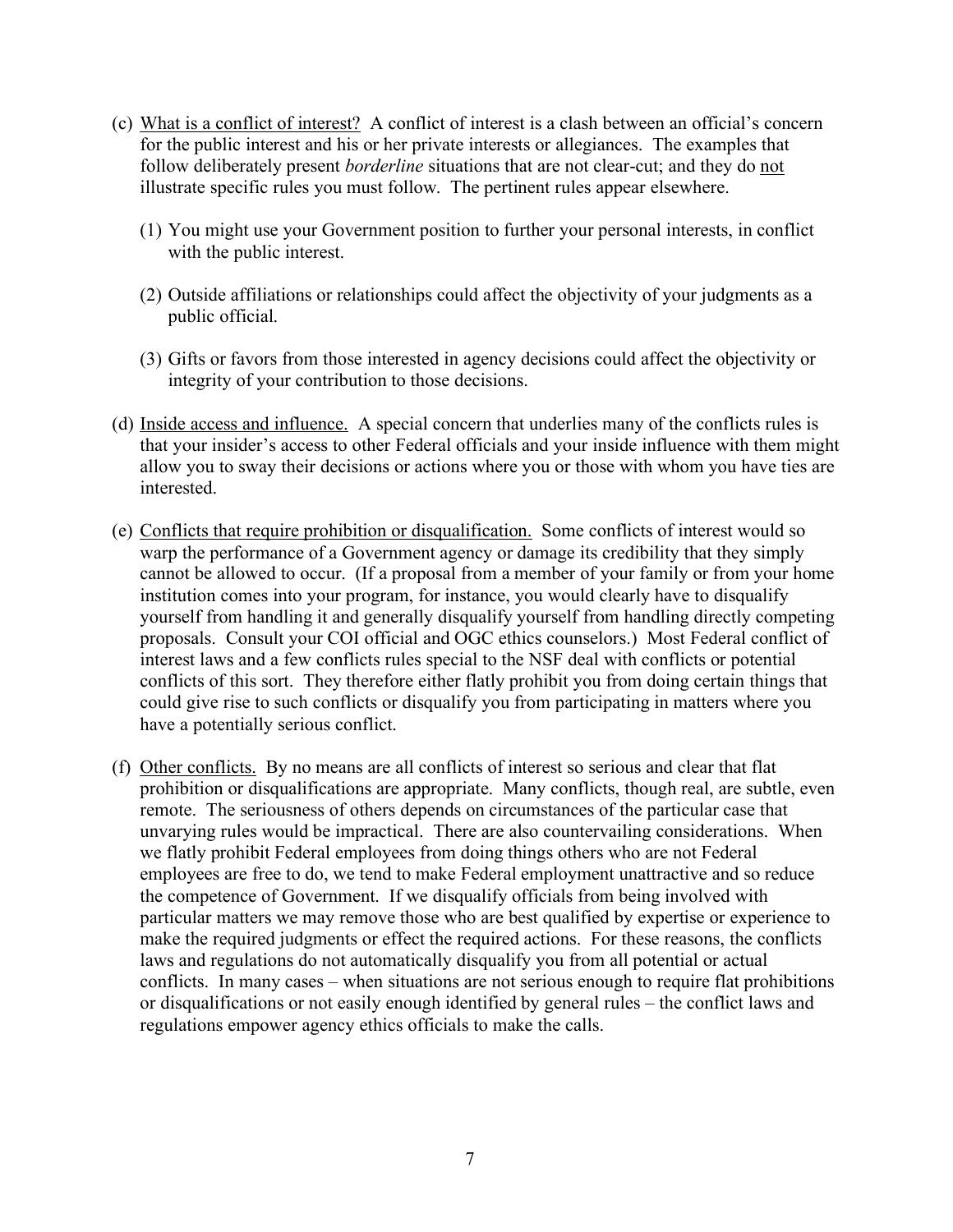(c) <u>What is a conflict of interest?</u> A conflict of interest is a clash between an official's concern for the public interest and his or her private interests or allegiances. The examples that follow deliberately present *borderline* situations that are not clear-cut; and they do <u>not</u> illustrate specific rules you must follow. The pertinent rules appear elsewhere.

   (1) You might use your Government position to further your personal interests, in conflict with the public interest.

   (2) Outside affiliations or relationships could affect the objectivity of your judgments as a public official.

   (3) Gifts or favors from those interested in agency decisions could affect the objectivity or integrity of your contribution to those decisions.

(d) <u>Inside access and influence.</u> A special concern that underlies many of the conflicts rules is that your insider's access to other Federal officials and your inside influence with them might allow you to sway their decisions or actions where you or those with whom you have ties are interested.

(e) <u>Conflicts that require prohibition or disqualification.</u> Some conflicts of interest would so warp the performance of a Government agency or damage its credibility that they simply cannot be allowed to occur. (If a proposal from a member of your family or from your home institution comes into your program, for instance, you would clearly have to disqualify yourself from handling it and generally disqualify yourself from handling directly competing proposals. Consult your COI official and OGC ethics counselors.) Most Federal conflict of interest laws and a few conflicts rules special to the NSF deal with conflicts or potential conflicts of this sort. They therefore either flatly prohibit you from doing certain things that could give rise to such conflicts or disqualify you from participating in matters where you have a potentially serious conflict.

(f) <u>Other conflicts.</u> By no means are all conflicts of interest so serious and clear that flat prohibition or disqualifications are appropriate. Many conflicts, though real, are subtle, even remote. The seriousness of others depends on circumstances of the particular case that unvarying rules would be impractical. There are also countervailing considerations. When we flatly prohibit Federal employees from doing things others who are not Federal employees are free to do, we tend to make Federal employment unattractive and so reduce the competence of Government. If we disqualify officials from being involved with particular matters we may remove those who are best qualified by expertise or experience to make the required judgments or effect the required actions. For these reasons, the conflicts laws and regulations do not automatically disqualify you from all potential or actual conflicts. In many cases – when situations are not serious enough to require flat prohibitions or disqualifications or not easily enough identified by general rules – the conflict laws and regulations empower agency ethics officials to make the calls.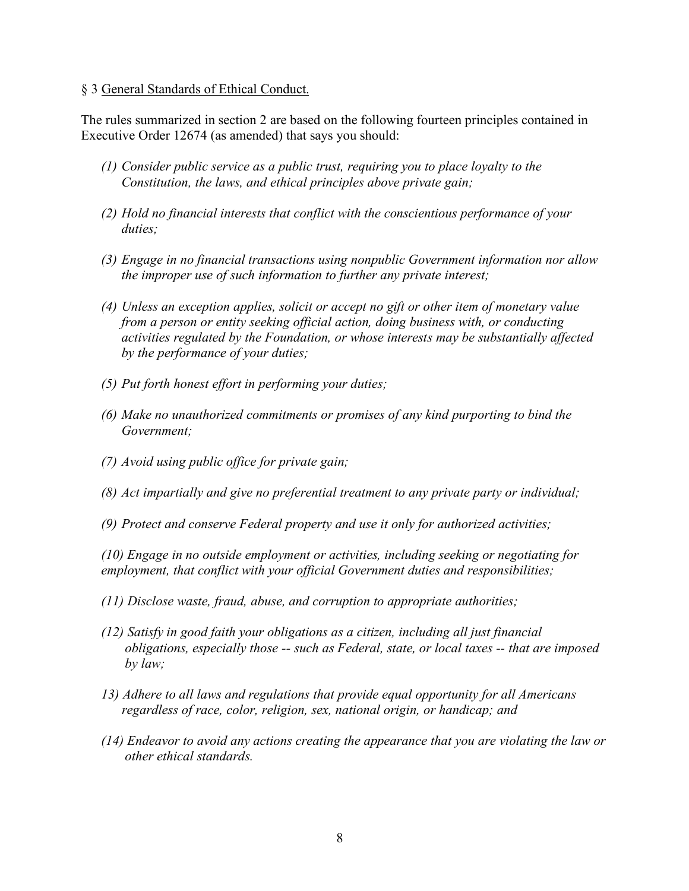§ 3 General Standards of Ethical Conduct.

The rules summarized in section 2 are based on the following fourteen principles contained in Executive Order 12674 (as amended) that says you should:

*(1) Consider public service as a public trust, requiring you to place loyalty to the Constitution, the laws, and ethical principles above private gain;*

*(2) Hold no financial interests that conflict with the conscientious performance of your duties;*

*(3) Engage in no financial transactions using nonpublic Government information nor allow the improper use of such information to further any private interest;*

*(4) Unless an exception applies, solicit or accept no gift or other item of monetary value from a person or entity seeking official action, doing business with, or conducting activities regulated by the Foundation, or whose interests may be substantially affected by the performance of your duties;*

*(5) Put forth honest effort in performing your duties;*

*(6) Make no unauthorized commitments or promises of any kind purporting to bind the Government;*

*(7) Avoid using public office for private gain;*

*(8) Act impartially and give no preferential treatment to any private party or individual;*

*(9) Protect and conserve Federal property and use it only for authorized activities;*

*(10) Engage in no outside employment or activities, including seeking or negotiating for employment, that conflict with your official Government duties and responsibilities;*

*(11) Disclose waste, fraud, abuse, and corruption to appropriate authorities;*

*(12) Satisfy in good faith your obligations as a citizen, including all just financial obligations, especially those -- such as Federal, state, or local taxes -- that are imposed by law;*

*13) Adhere to all laws and regulations that provide equal opportunity for all Americans regardless of race, color, religion, sex, national origin, or handicap; and*

*(14) Endeavor to avoid any actions creating the appearance that you are violating the law or other ethical standards.*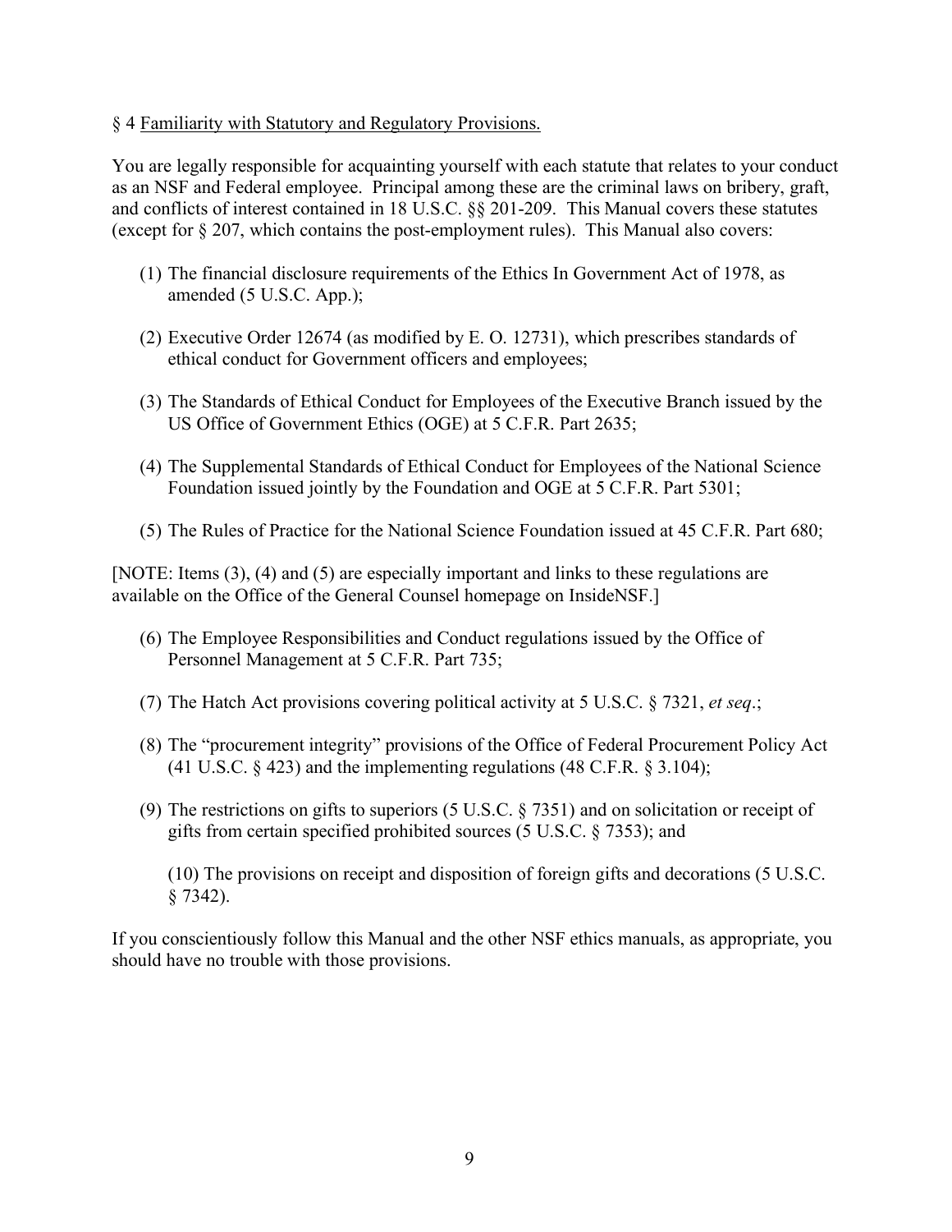§ 4 <u>Familiarity with Statutory and Regulatory Provisions.</u>

You are legally responsible for acquainting yourself with each statute that relates to your conduct as an NSF and Federal employee. Principal among these are the criminal laws on bribery, graft, and conflicts of interest contained in 18 U.S.C. §§ 201-209. This Manual covers these statutes (except for § 207, which contains the post-employment rules). This Manual also covers:

(1) The financial disclosure requirements of the Ethics In Government Act of 1978, as amended (5 U.S.C. App.);

(2) Executive Order 12674 (as modified by E. O. 12731), which prescribes standards of ethical conduct for Government officers and employees;

(3) The Standards of Ethical Conduct for Employees of the Executive Branch issued by the US Office of Government Ethics (OGE) at 5 C.F.R. Part 2635;

(4) The Supplemental Standards of Ethical Conduct for Employees of the National Science Foundation issued jointly by the Foundation and OGE at 5 C.F.R. Part 5301;

(5) The Rules of Practice for the National Science Foundation issued at 45 C.F.R. Part 680;

[NOTE: Items (3), (4) and (5) are especially important and links to these regulations are available on the Office of the General Counsel homepage on InsideNSF.]

(6) The Employee Responsibilities and Conduct regulations issued by the Office of Personnel Management at 5 C.F.R. Part 735;

(7) The Hatch Act provisions covering political activity at 5 U.S.C. § 7321, *et seq*.;

(8) The "procurement integrity" provisions of the Office of Federal Procurement Policy Act (41 U.S.C. § 423) and the implementing regulations (48 C.F.R. § 3.104);

(9) The restrictions on gifts to superiors (5 U.S.C. § 7351) and on solicitation or receipt of gifts from certain specified prohibited sources (5 U.S.C. § 7353); and

(10) The provisions on receipt and disposition of foreign gifts and decorations (5 U.S.C. § 7342).

If you conscientiously follow this Manual and the other NSF ethics manuals, as appropriate, you should have no trouble with those provisions.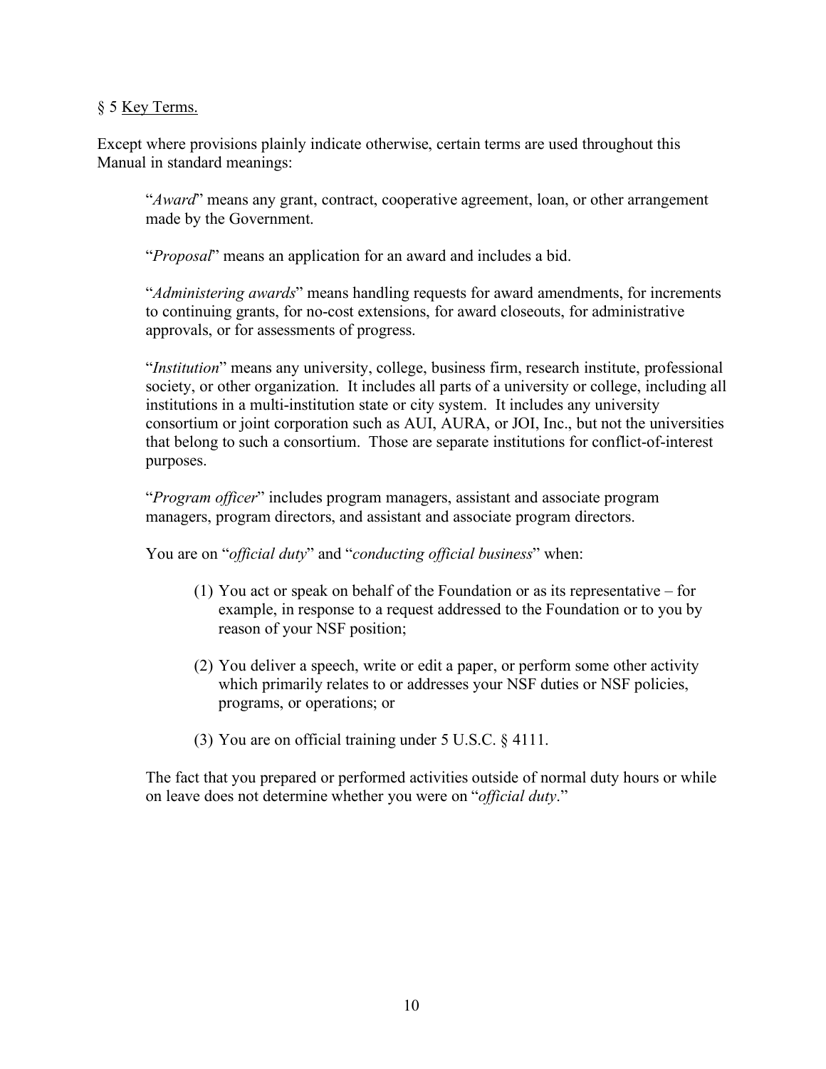§ 5 Key Terms.

Except where provisions plainly indicate otherwise, certain terms are used throughout this Manual in standard meanings:

> "*Award*" means any grant, contract, cooperative agreement, loan, or other arrangement made by the Government.
>
> "*Proposal*" means an application for an award and includes a bid.
>
> "*Administering awards*" means handling requests for award amendments, for increments to continuing grants, for no-cost extensions, for award closeouts, for administrative approvals, or for assessments of progress.
>
> "*Institution*" means any university, college, business firm, research institute, professional society, or other organization. It includes all parts of a university or college, including all institutions in a multi-institution state or city system. It includes any university consortium or joint corporation such as AUI, AURA, or JOI, Inc., but not the universities that belong to such a consortium. Those are separate institutions for conflict-of-interest purposes.
>
> "*Program officer*" includes program managers, assistant and associate program managers, program directors, and assistant and associate program directors.
>
> You are on "*official duty*" and "*conducting official business*" when:
>
> (1) You act or speak on behalf of the Foundation or as its representative – for example, in response to a request addressed to the Foundation or to you by reason of your NSF position;
>
> (2) You deliver a speech, write or edit a paper, or perform some other activity which primarily relates to or addresses your NSF duties or NSF policies, programs, or operations; or
>
> (3) You are on official training under 5 U.S.C. § 4111.
>
> The fact that you prepared or performed activities outside of normal duty hours or while on leave does not determine whether you were on "*official duty*."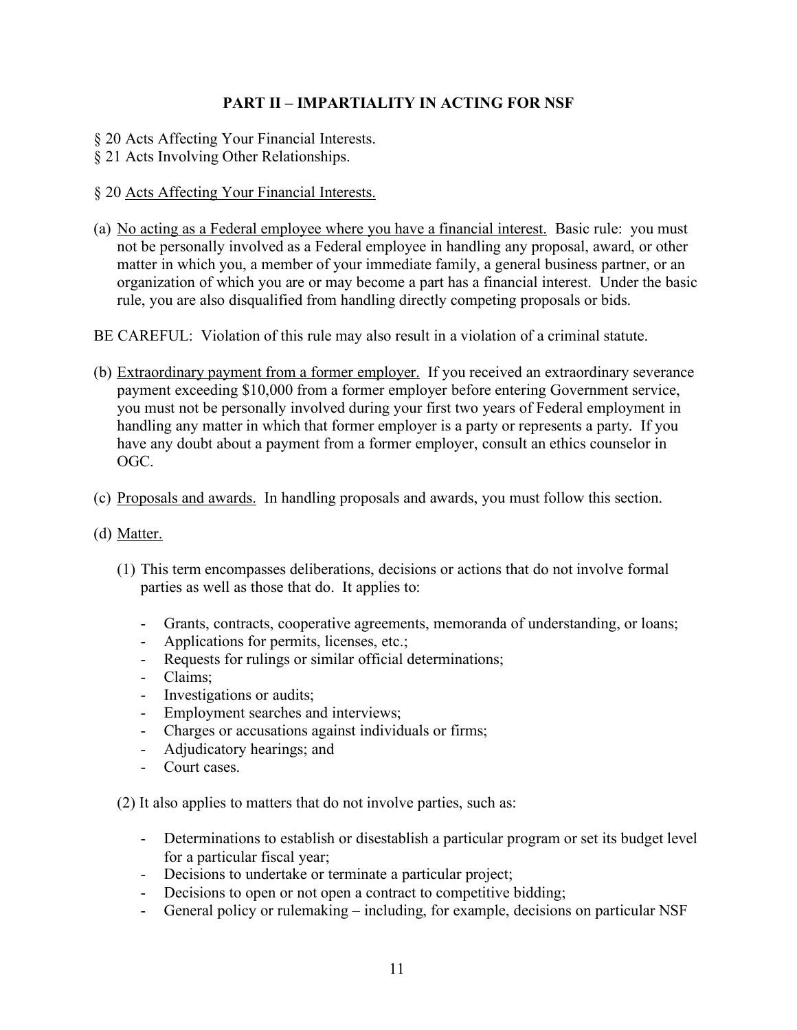## PART II – IMPARTIALITY IN ACTING FOR NSF

§ 20 Acts Affecting Your Financial Interests.
§ 21 Acts Involving Other Relationships.

§ 20 Acts Affecting Your Financial Interests.

(a) No acting as a Federal employee where you have a financial interest. Basic rule: you must not be personally involved as a Federal employee in handling any proposal, award, or other matter in which you, a member of your immediate family, a general business partner, or an organization of which you are or may become a part has a financial interest. Under the basic rule, you are also disqualified from handling directly competing proposals or bids.

BE CAREFUL: Violation of this rule may also result in a violation of a criminal statute.

(b) Extraordinary payment from a former employer. If you received an extraordinary severance payment exceeding $10,000 from a former employer before entering Government service, you must not be personally involved during your first two years of Federal employment in handling any matter in which that former employer is a party or represents a party. If you have any doubt about a payment from a former employer, consult an ethics counselor in OGC.

(c) Proposals and awards. In handling proposals and awards, you must follow this section.

(d) Matter.

(1) This term encompasses deliberations, decisions or actions that do not involve formal parties as well as those that do. It applies to:

- Grants, contracts, cooperative agreements, memoranda of understanding, or loans;
- Applications for permits, licenses, etc.;
- Requests for rulings or similar official determinations;
- Claims;
- Investigations or audits;
- Employment searches and interviews;
- Charges or accusations against individuals or firms;
- Adjudicatory hearings; and
- Court cases.

(2) It also applies to matters that do not involve parties, such as:

- Determinations to establish or disestablish a particular program or set its budget level for a particular fiscal year;
- Decisions to undertake or terminate a particular project;
- Decisions to open or not open a contract to competitive bidding;
- General policy or rulemaking – including, for example, decisions on particular NSF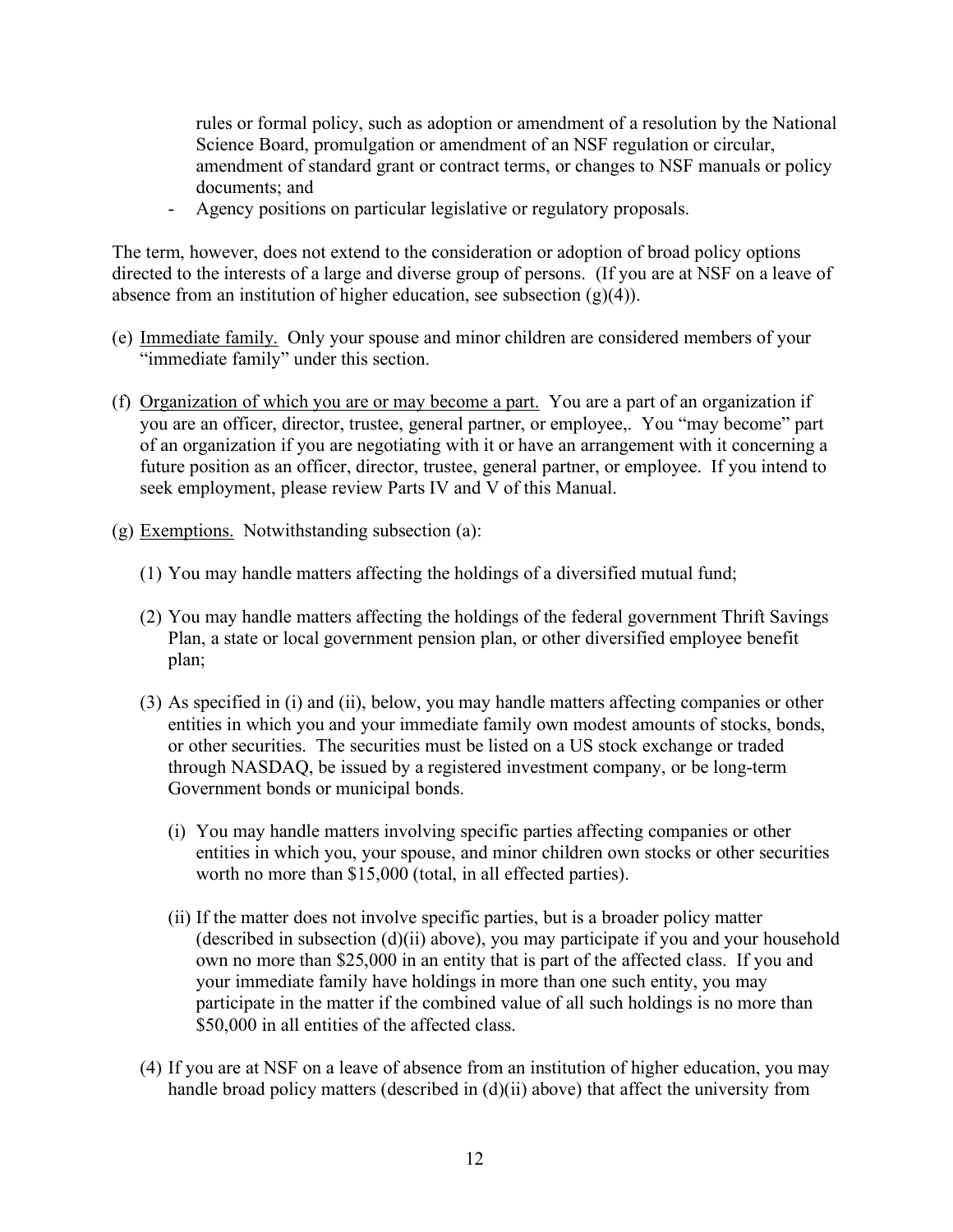rules or formal policy, such as adoption or amendment of a resolution by the National Science Board, promulgation or amendment of an NSF regulation or circular, amendment of standard grant or contract terms, or changes to NSF manuals or policy documents; and

- Agency positions on particular legislative or regulatory proposals.

The term, however, does not extend to the consideration or adoption of broad policy options directed to the interests of a large and diverse group of persons. (If you are at NSF on a leave of absence from an institution of higher education, see subsection (g)(4)).

(e) Immediate family. Only your spouse and minor children are considered members of your "immediate family" under this section.

(f) Organization of which you are or may become a part. You are a part of an organization if you are an officer, director, trustee, general partner, or employee,. You "may become" part of an organization if you are negotiating with it or have an arrangement with it concerning a future position as an officer, director, trustee, general partner, or employee. If you intend to seek employment, please review Parts IV and V of this Manual.

(g) Exemptions. Notwithstanding subsection (a):

(1) You may handle matters affecting the holdings of a diversified mutual fund;

(2) You may handle matters affecting the holdings of the federal government Thrift Savings Plan, a state or local government pension plan, or other diversified employee benefit plan;

(3) As specified in (i) and (ii), below, you may handle matters affecting companies or other entities in which you and your immediate family own modest amounts of stocks, bonds, or other securities. The securities must be listed on a US stock exchange or traded through NASDAQ, be issued by a registered investment company, or be long-term Government bonds or municipal bonds.

(i) You may handle matters involving specific parties affecting companies or other entities in which you, your spouse, and minor children own stocks or other securities worth no more than $15,000 (total, in all effected parties).

(ii) If the matter does not involve specific parties, but is a broader policy matter (described in subsection (d)(ii) above), you may participate if you and your household own no more than $25,000 in an entity that is part of the affected class. If you and your immediate family have holdings in more than one such entity, you may participate in the matter if the combined value of all such holdings is no more than $50,000 in all entities of the affected class.

(4) If you are at NSF on a leave of absence from an institution of higher education, you may handle broad policy matters (described in (d)(ii) above) that affect the university from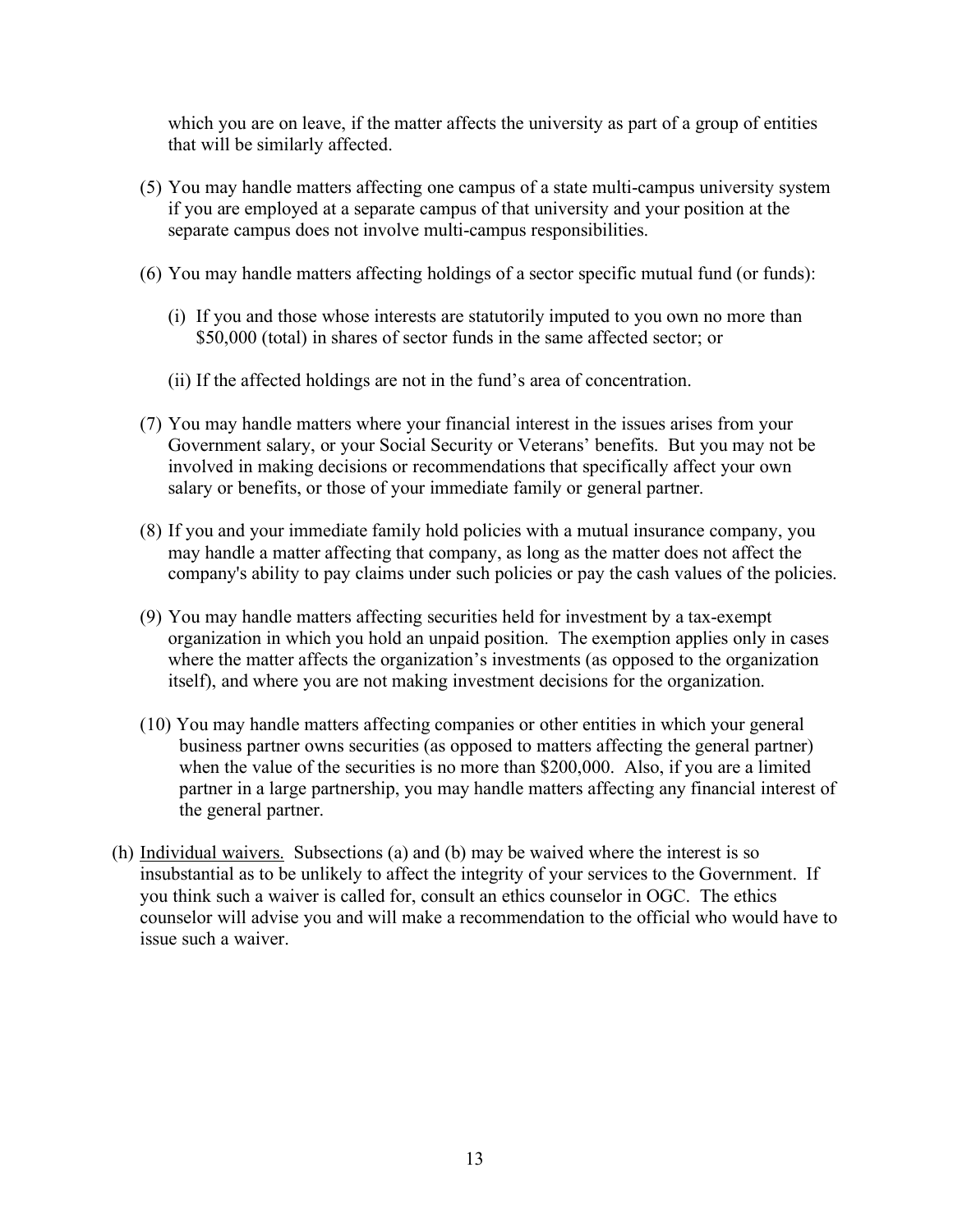which you are on leave, if the matter affects the university as part of a group of entities that will be similarly affected.

(5) You may handle matters affecting one campus of a state multi-campus university system if you are employed at a separate campus of that university and your position at the separate campus does not involve multi-campus responsibilities.

(6) You may handle matters affecting holdings of a sector specific mutual fund (or funds):

(i) If you and those whose interests are statutorily imputed to you own no more than $50,000 (total) in shares of sector funds in the same affected sector; or

(ii) If the affected holdings are not in the fund's area of concentration.

(7) You may handle matters where your financial interest in the issues arises from your Government salary, or your Social Security or Veterans' benefits. But you may not be involved in making decisions or recommendations that specifically affect your own salary or benefits, or those of your immediate family or general partner.

(8) If you and your immediate family hold policies with a mutual insurance company, you may handle a matter affecting that company, as long as the matter does not affect the company's ability to pay claims under such policies or pay the cash values of the policies.

(9) You may handle matters affecting securities held for investment by a tax-exempt organization in which you hold an unpaid position. The exemption applies only in cases where the matter affects the organization's investments (as opposed to the organization itself), and where you are not making investment decisions for the organization.

(10) You may handle matters affecting companies or other entities in which your general business partner owns securities (as opposed to matters affecting the general partner) when the value of the securities is no more than $200,000. Also, if you are a limited partner in a large partnership, you may handle matters affecting any financial interest of the general partner.

(h) Individual waivers. Subsections (a) and (b) may be waived where the interest is so insubstantial as to be unlikely to affect the integrity of your services to the Government. If you think such a waiver is called for, consult an ethics counselor in OGC. The ethics counselor will advise you and will make a recommendation to the official who would have to issue such a waiver.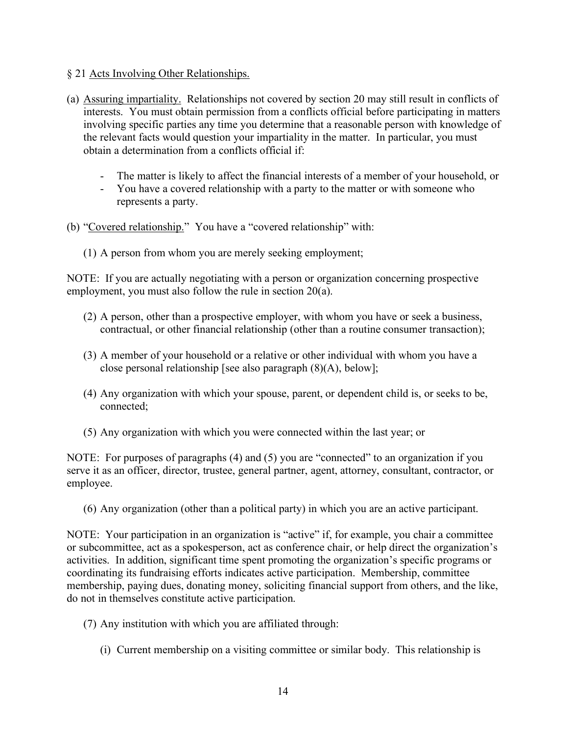§ 21 Acts Involving Other Relationships.

(a) Assuring impartiality. Relationships not covered by section 20 may still result in conflicts of interests. You must obtain permission from a conflicts official before participating in matters involving specific parties any time you determine that a reasonable person with knowledge of the relevant facts would question your impartiality in the matter. In particular, you must obtain a determination from a conflicts official if:

- The matter is likely to affect the financial interests of a member of your household, or
- You have a covered relationship with a party to the matter or with someone who represents a party.

(b) "Covered relationship." You have a "covered relationship" with:

(1) A person from whom you are merely seeking employment;

NOTE: If you are actually negotiating with a person or organization concerning prospective employment, you must also follow the rule in section 20(a).

(2) A person, other than a prospective employer, with whom you have or seek a business, contractual, or other financial relationship (other than a routine consumer transaction);

(3) A member of your household or a relative or other individual with whom you have a close personal relationship [see also paragraph (8)(A), below];

(4) Any organization with which your spouse, parent, or dependent child is, or seeks to be, connected;

(5) Any organization with which you were connected within the last year; or

NOTE: For purposes of paragraphs (4) and (5) you are "connected" to an organization if you serve it as an officer, director, trustee, general partner, agent, attorney, consultant, contractor, or employee.

(6) Any organization (other than a political party) in which you are an active participant.

NOTE: Your participation in an organization is "active" if, for example, you chair a committee or subcommittee, act as a spokesperson, act as conference chair, or help direct the organization's activities. In addition, significant time spent promoting the organization's specific programs or coordinating its fundraising efforts indicates active participation. Membership, committee membership, paying dues, donating money, soliciting financial support from others, and the like, do not in themselves constitute active participation.

(7) Any institution with which you are affiliated through:

(i) Current membership on a visiting committee or similar body. This relationship is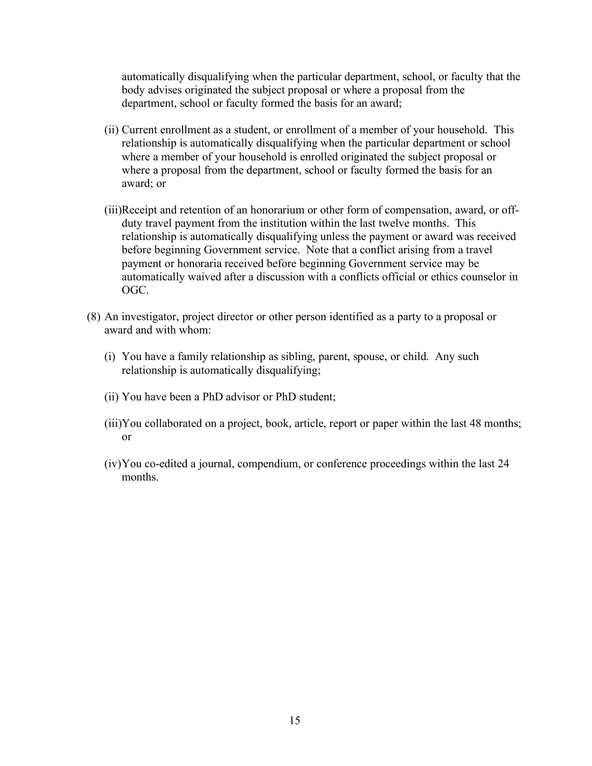automatically disqualifying when the particular department, school, or faculty that the body advises originated the subject proposal or where a proposal from the department, school or faculty formed the basis for an award;

(ii) Current enrollment as a student, or enrollment of a member of your household. This relationship is automatically disqualifying when the particular department or school where a member of your household is enrolled originated the subject proposal or where a proposal from the department, school or faculty formed the basis for an award; or

(iii) Receipt and retention of an honorarium or other form of compensation, award, or off-duty travel payment from the institution within the last twelve months. This relationship is automatically disqualifying unless the payment or award was received before beginning Government service. Note that a conflict arising from a travel payment or honoraria received before beginning Government service may be automatically waived after a discussion with a conflicts official or ethics counselor in OGC.

(8) An investigator, project director or other person identified as a party to a proposal or award and with whom:

(i) You have a family relationship as sibling, parent, spouse, or child. Any such relationship is automatically disqualifying;

(ii) You have been a PhD advisor or PhD student;

(iii) You collaborated on a project, book, article, report or paper within the last 48 months; or

(iv) You co-edited a journal, compendium, or conference proceedings within the last 24 months.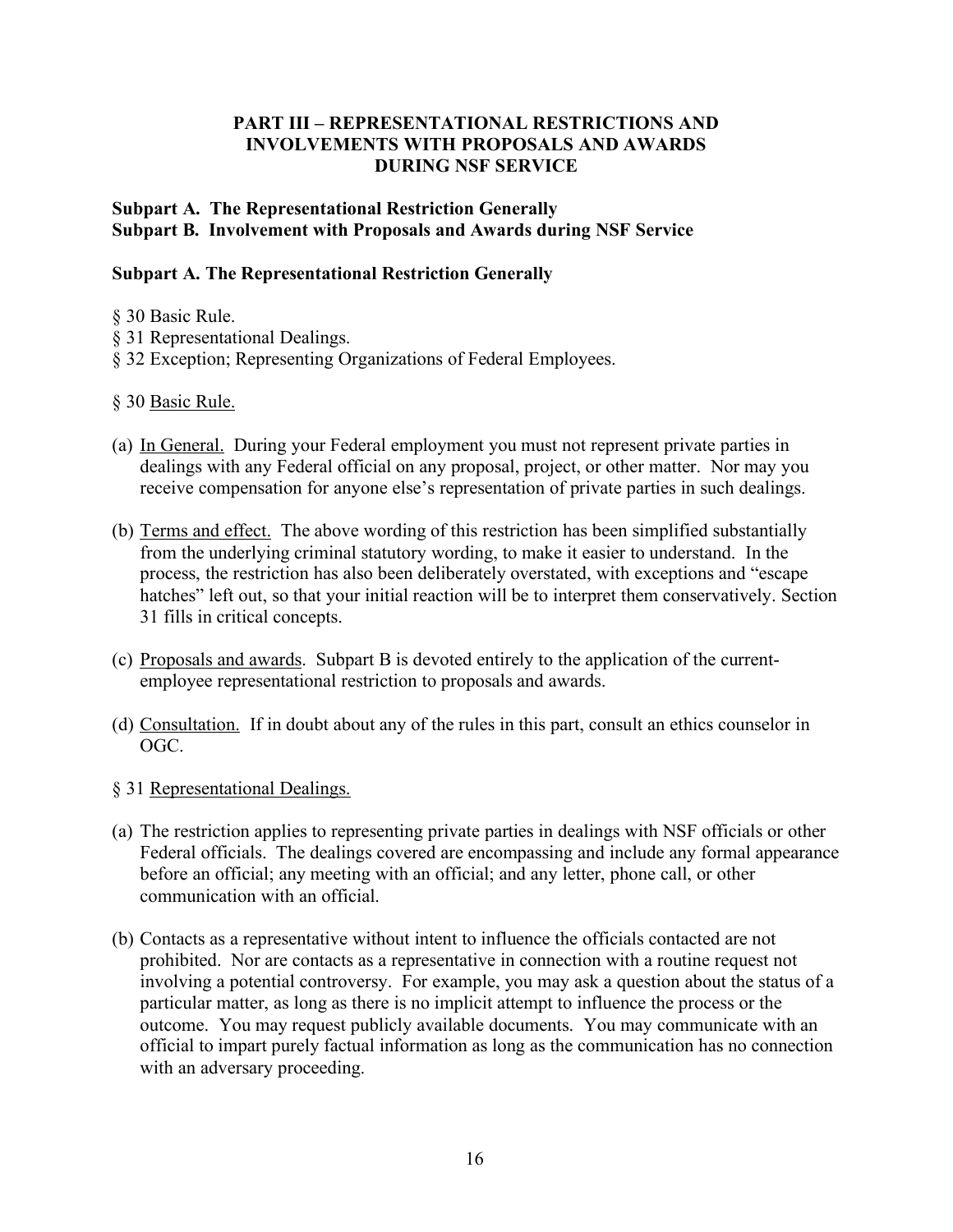## PART III – REPRESENTATIONAL RESTRICTIONS AND INVOLVEMENTS WITH PROPOSALS AND AWARDS DURING NSF SERVICE

**Subpart A. The Representational Restriction Generally**
**Subpart B. Involvement with Proposals and Awards during NSF Service**

### Subpart A. The Representational Restriction Generally

§ 30 Basic Rule.
§ 31 Representational Dealings.
§ 32 Exception; Representing Organizations of Federal Employees.

§ 30 Basic Rule.

(a) In General. During your Federal employment you must not represent private parties in dealings with any Federal official on any proposal, project, or other matter. Nor may you receive compensation for anyone else's representation of private parties in such dealings.

(b) Terms and effect. The above wording of this restriction has been simplified substantially from the underlying criminal statutory wording, to make it easier to understand. In the process, the restriction has also been deliberately overstated, with exceptions and "escape hatches" left out, so that your initial reaction will be to interpret them conservatively. Section 31 fills in critical concepts.

(c) Proposals and awards. Subpart B is devoted entirely to the application of the current-employee representational restriction to proposals and awards.

(d) Consultation. If in doubt about any of the rules in this part, consult an ethics counselor in OGC.

§ 31 Representational Dealings.

(a) The restriction applies to representing private parties in dealings with NSF officials or other Federal officials. The dealings covered are encompassing and include any formal appearance before an official; any meeting with an official; and any letter, phone call, or other communication with an official.

(b) Contacts as a representative without intent to influence the officials contacted are not prohibited. Nor are contacts as a representative in connection with a routine request not involving a potential controversy. For example, you may ask a question about the status of a particular matter, as long as there is no implicit attempt to influence the process or the outcome. You may request publicly available documents. You may communicate with an official to impart purely factual information as long as the communication has no connection with an adversary proceeding.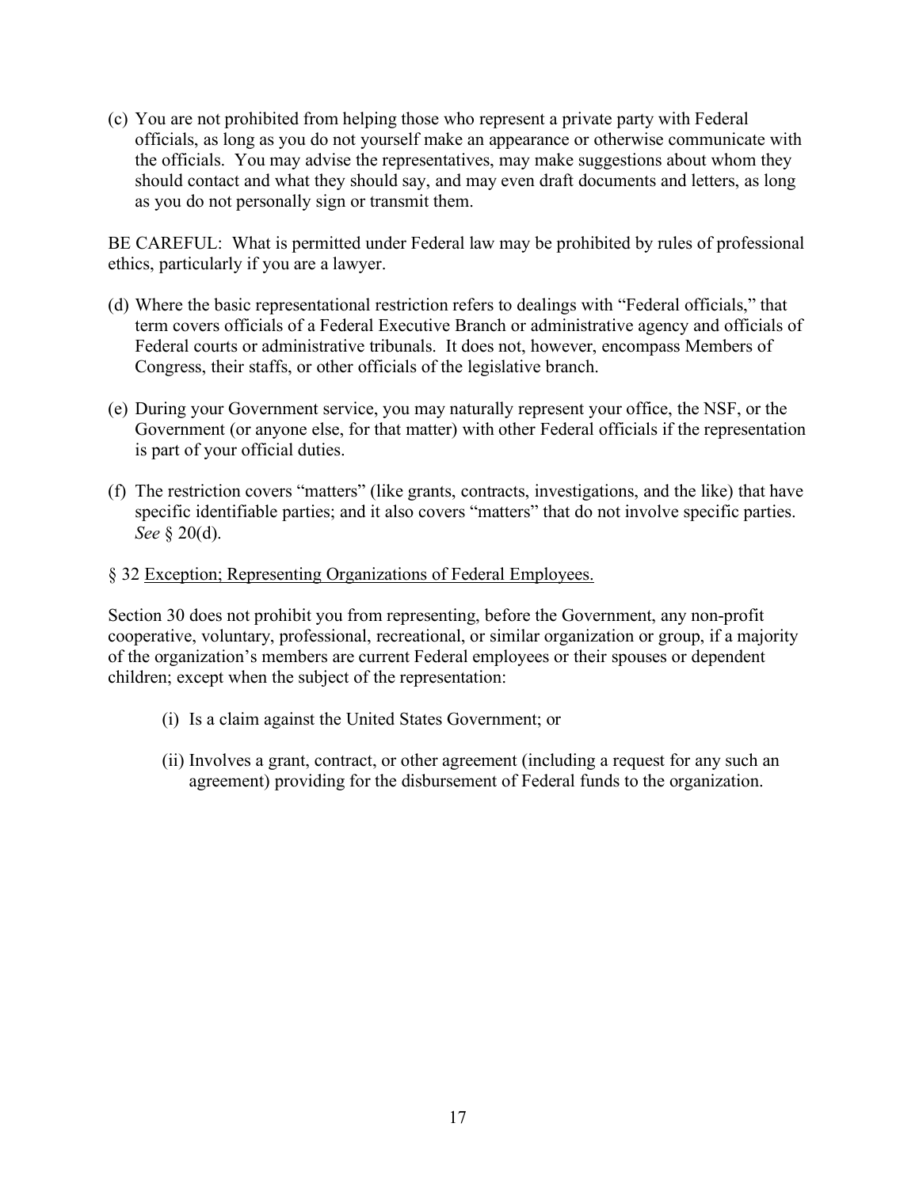(c) You are not prohibited from helping those who represent a private party with Federal officials, as long as you do not yourself make an appearance or otherwise communicate with the officials. You may advise the representatives, may make suggestions about whom they should contact and what they should say, and may even draft documents and letters, as long as you do not personally sign or transmit them.

BE CAREFUL: What is permitted under Federal law may be prohibited by rules of professional ethics, particularly if you are a lawyer.

(d) Where the basic representational restriction refers to dealings with "Federal officials," that term covers officials of a Federal Executive Branch or administrative agency and officials of Federal courts or administrative tribunals. It does not, however, encompass Members of Congress, their staffs, or other officials of the legislative branch.

(e) During your Government service, you may naturally represent your office, the NSF, or the Government (or anyone else, for that matter) with other Federal officials if the representation is part of your official duties.

(f) The restriction covers "matters" (like grants, contracts, investigations, and the like) that have specific identifiable parties; and it also covers "matters" that do not involve specific parties. *See* § 20(d).

§ 32 <u>Exception; Representing Organizations of Federal Employees.</u>

Section 30 does not prohibit you from representing, before the Government, any non-profit cooperative, voluntary, professional, recreational, or similar organization or group, if a majority of the organization's members are current Federal employees or their spouses or dependent children; except when the subject of the representation:

(i) Is a claim against the United States Government; or

(ii) Involves a grant, contract, or other agreement (including a request for any such an agreement) providing for the disbursement of Federal funds to the organization.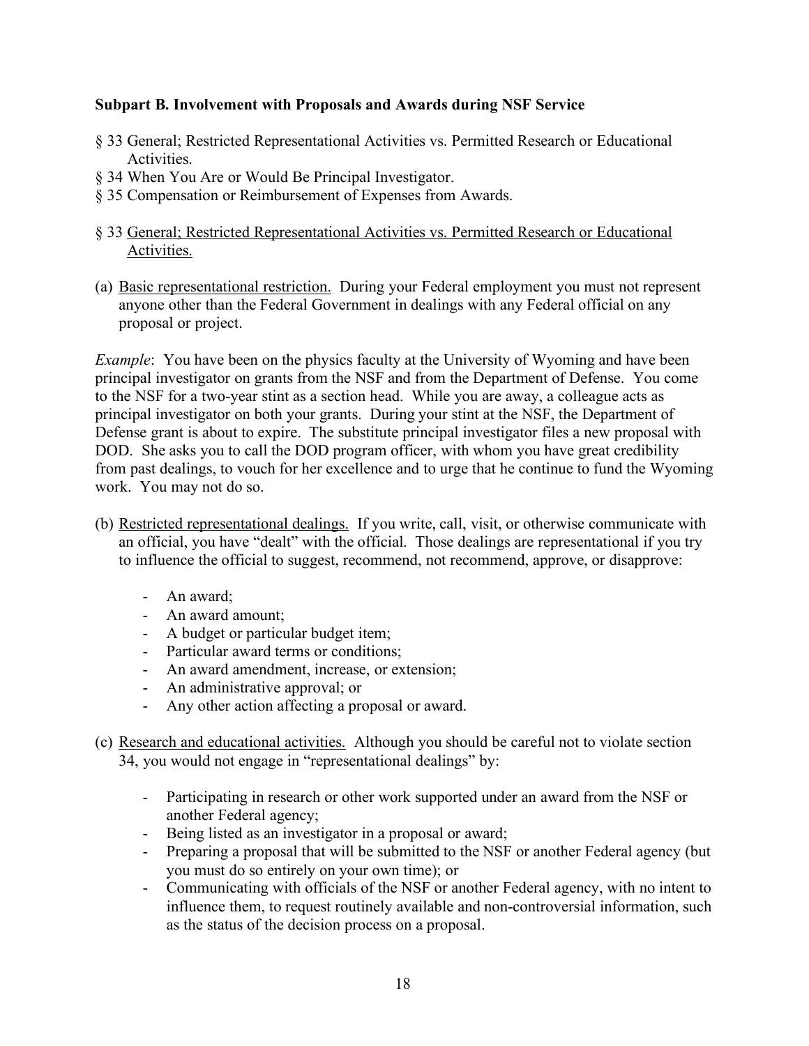## Subpart B. Involvement with Proposals and Awards during NSF Service

§ 33 General; Restricted Representational Activities vs. Permitted Research or Educational Activities.

§ 34 When You Are or Would Be Principal Investigator.

§ 35 Compensation or Reimbursement of Expenses from Awards.

### § 33 General; Restricted Representational Activities vs. Permitted Research or Educational Activities.

(a) Basic representational restriction. During your Federal employment you must not represent anyone other than the Federal Government in dealings with any Federal official on any proposal or project.

*Example*: You have been on the physics faculty at the University of Wyoming and have been principal investigator on grants from the NSF and from the Department of Defense. You come to the NSF for a two-year stint as a section head. While you are away, a colleague acts as principal investigator on both your grants. During your stint at the NSF, the Department of Defense grant is about to expire. The substitute principal investigator files a new proposal with DOD. She asks you to call the DOD program officer, with whom you have great credibility from past dealings, to vouch for her excellence and to urge that he continue to fund the Wyoming work. You may not do so.

(b) Restricted representational dealings. If you write, call, visit, or otherwise communicate with an official, you have "dealt" with the official. Those dealings are representational if you try to influence the official to suggest, recommend, not recommend, approve, or disapprove:

- An award;
- An award amount;
- A budget or particular budget item;
- Particular award terms or conditions;
- An award amendment, increase, or extension;
- An administrative approval; or
- Any other action affecting a proposal or award.

(c) Research and educational activities. Although you should be careful not to violate section 34, you would not engage in "representational dealings" by:

- Participating in research or other work supported under an award from the NSF or another Federal agency;
- Being listed as an investigator in a proposal or award;
- Preparing a proposal that will be submitted to the NSF or another Federal agency (but you must do so entirely on your own time); or
- Communicating with officials of the NSF or another Federal agency, with no intent to influence them, to request routinely available and non-controversial information, such as the status of the decision process on a proposal.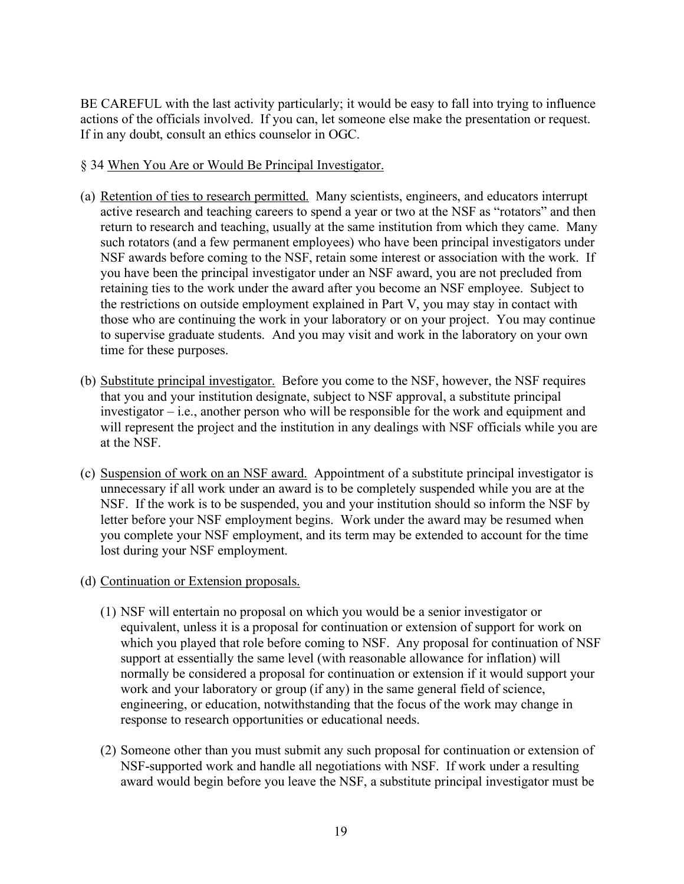BE CAREFUL with the last activity particularly; it would be easy to fall into trying to influence actions of the officials involved. If you can, let someone else make the presentation or request. If in any doubt, consult an ethics counselor in OGC.

§ 34 When You Are or Would Be Principal Investigator.

(a) Retention of ties to research permitted. Many scientists, engineers, and educators interrupt active research and teaching careers to spend a year or two at the NSF as "rotators" and then return to research and teaching, usually at the same institution from which they came. Many such rotators (and a few permanent employees) who have been principal investigators under NSF awards before coming to the NSF, retain some interest or association with the work. If you have been the principal investigator under an NSF award, you are not precluded from retaining ties to the work under the award after you become an NSF employee. Subject to the restrictions on outside employment explained in Part V, you may stay in contact with those who are continuing the work in your laboratory or on your project. You may continue to supervise graduate students. And you may visit and work in the laboratory on your own time for these purposes.

(b) Substitute principal investigator. Before you come to the NSF, however, the NSF requires that you and your institution designate, subject to NSF approval, a substitute principal investigator – i.e., another person who will be responsible for the work and equipment and will represent the project and the institution in any dealings with NSF officials while you are at the NSF.

(c) Suspension of work on an NSF award. Appointment of a substitute principal investigator is unnecessary if all work under an award is to be completely suspended while you are at the NSF. If the work is to be suspended, you and your institution should so inform the NSF by letter before your NSF employment begins. Work under the award may be resumed when you complete your NSF employment, and its term may be extended to account for the time lost during your NSF employment.

(d) Continuation or Extension proposals.

   (1) NSF will entertain no proposal on which you would be a senior investigator or equivalent, unless it is a proposal for continuation or extension of support for work on which you played that role before coming to NSF. Any proposal for continuation of NSF support at essentially the same level (with reasonable allowance for inflation) will normally be considered a proposal for continuation or extension if it would support your work and your laboratory or group (if any) in the same general field of science, engineering, or education, notwithstanding that the focus of the work may change in response to research opportunities or educational needs.

   (2) Someone other than you must submit any such proposal for continuation or extension of NSF-supported work and handle all negotiations with NSF. If work under a resulting award would begin before you leave the NSF, a substitute principal investigator must be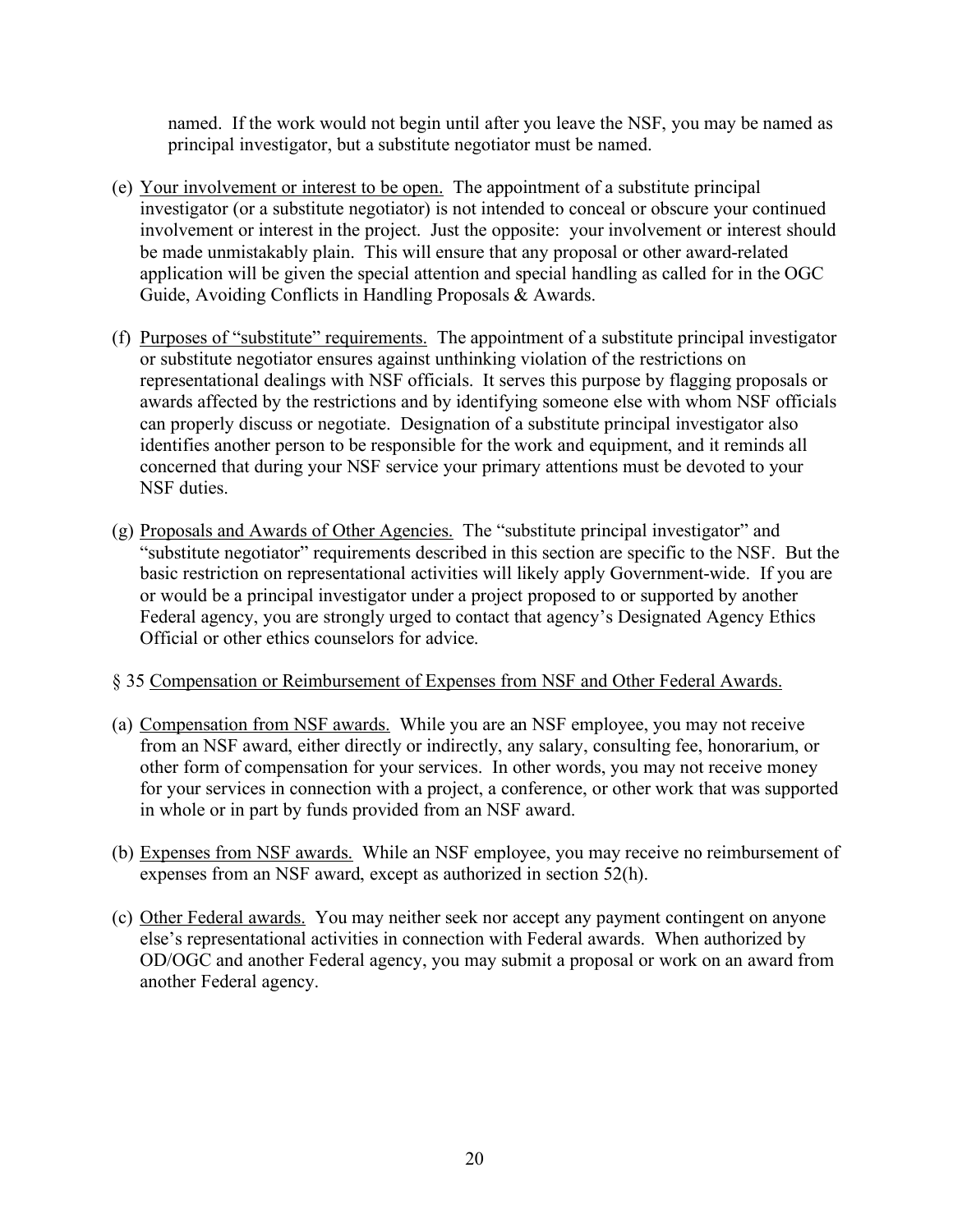named. If the work would not begin until after you leave the NSF, you may be named as principal investigator, but a substitute negotiator must be named.

(e) Your involvement or interest to be open. The appointment of a substitute principal investigator (or a substitute negotiator) is not intended to conceal or obscure your continued involvement or interest in the project. Just the opposite: your involvement or interest should be made unmistakably plain. This will ensure that any proposal or other award-related application will be given the special attention and special handling as called for in the OGC Guide, Avoiding Conflicts in Handling Proposals & Awards.

(f) Purposes of "substitute" requirements. The appointment of a substitute principal investigator or substitute negotiator ensures against unthinking violation of the restrictions on representational dealings with NSF officials. It serves this purpose by flagging proposals or awards affected by the restrictions and by identifying someone else with whom NSF officials can properly discuss or negotiate. Designation of a substitute principal investigator also identifies another person to be responsible for the work and equipment, and it reminds all concerned that during your NSF service your primary attentions must be devoted to your NSF duties.

(g) Proposals and Awards of Other Agencies. The "substitute principal investigator" and "substitute negotiator" requirements described in this section are specific to the NSF. But the basic restriction on representational activities will likely apply Government-wide. If you are or would be a principal investigator under a project proposed to or supported by another Federal agency, you are strongly urged to contact that agency's Designated Agency Ethics Official or other ethics counselors for advice.

§ 35 Compensation or Reimbursement of Expenses from NSF and Other Federal Awards.

(a) Compensation from NSF awards. While you are an NSF employee, you may not receive from an NSF award, either directly or indirectly, any salary, consulting fee, honorarium, or other form of compensation for your services. In other words, you may not receive money for your services in connection with a project, a conference, or other work that was supported in whole or in part by funds provided from an NSF award.

(b) Expenses from NSF awards. While an NSF employee, you may receive no reimbursement of expenses from an NSF award, except as authorized in section 52(h).

(c) Other Federal awards. You may neither seek nor accept any payment contingent on anyone else's representational activities in connection with Federal awards. When authorized by OD/OGC and another Federal agency, you may submit a proposal or work on an award from another Federal agency.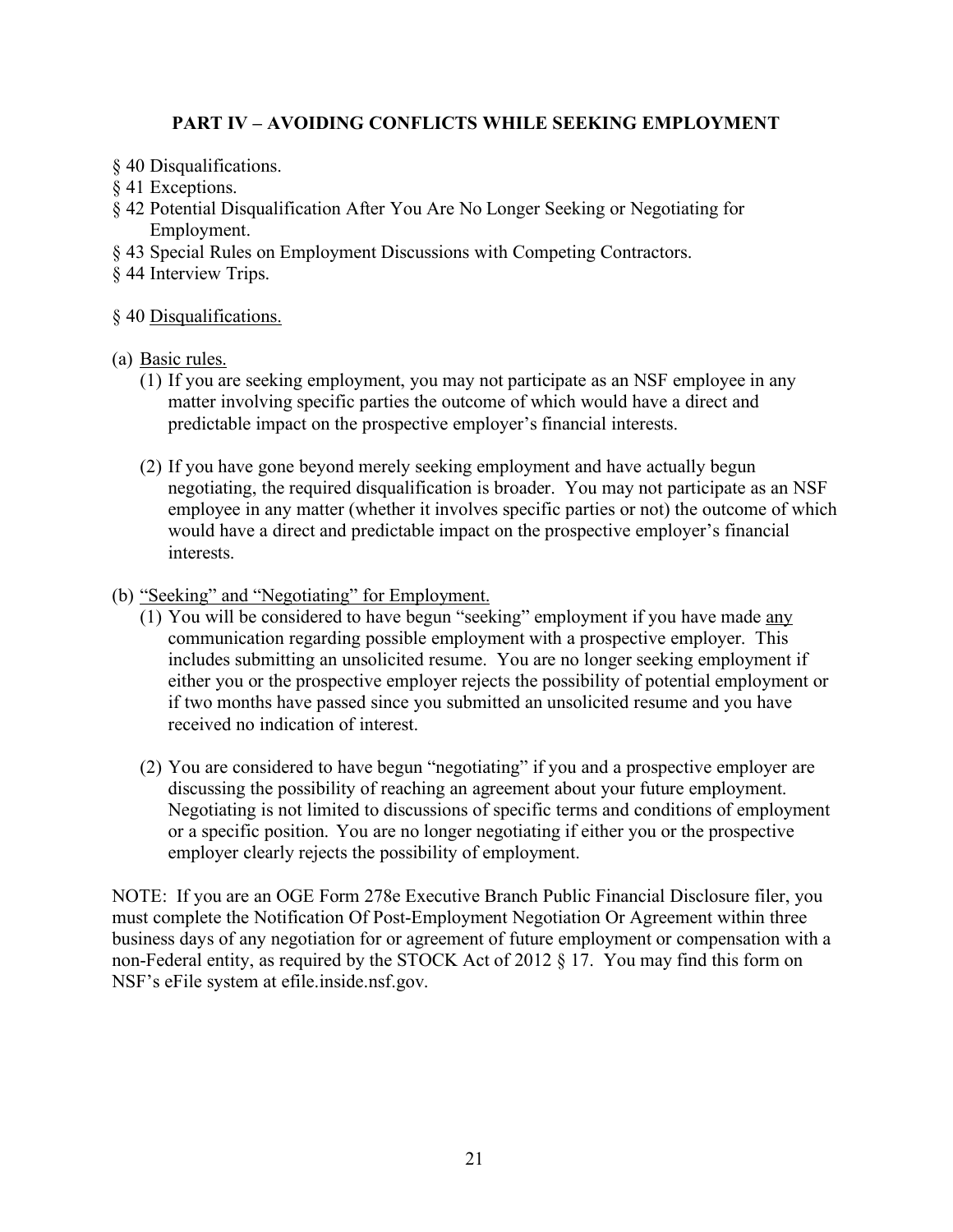## PART IV – AVOIDING CONFLICTS WHILE SEEKING EMPLOYMENT

§ 40 Disqualifications.
§ 41 Exceptions.
§ 42 Potential Disqualification After You Are No Longer Seeking or Negotiating for Employment.
§ 43 Special Rules on Employment Discussions with Competing Contractors.
§ 44 Interview Trips.

### § 40 Disqualifications.

(a) Basic rules.

(1) If you are seeking employment, you may not participate as an NSF employee in any matter involving specific parties the outcome of which would have a direct and predictable impact on the prospective employer's financial interests.

(2) If you have gone beyond merely seeking employment and have actually begun negotiating, the required disqualification is broader. You may not participate as an NSF employee in any matter (whether it involves specific parties or not) the outcome of which would have a direct and predictable impact on the prospective employer's financial interests.

(b) "Seeking" and "Negotiating" for Employment.

(1) You will be considered to have begun "seeking" employment if you have made any communication regarding possible employment with a prospective employer. This includes submitting an unsolicited resume. You are no longer seeking employment if either you or the prospective employer rejects the possibility of potential employment or if two months have passed since you submitted an unsolicited resume and you have received no indication of interest.

(2) You are considered to have begun "negotiating" if you and a prospective employer are discussing the possibility of reaching an agreement about your future employment. Negotiating is not limited to discussions of specific terms and conditions of employment or a specific position. You are no longer negotiating if either you or the prospective employer clearly rejects the possibility of employment.

NOTE: If you are an OGE Form 278e Executive Branch Public Financial Disclosure filer, you must complete the Notification Of Post-Employment Negotiation Or Agreement within three business days of any negotiation for or agreement of future employment or compensation with a non-Federal entity, as required by the STOCK Act of 2012 § 17. You may find this form on NSF's eFile system at efile.inside.nsf.gov.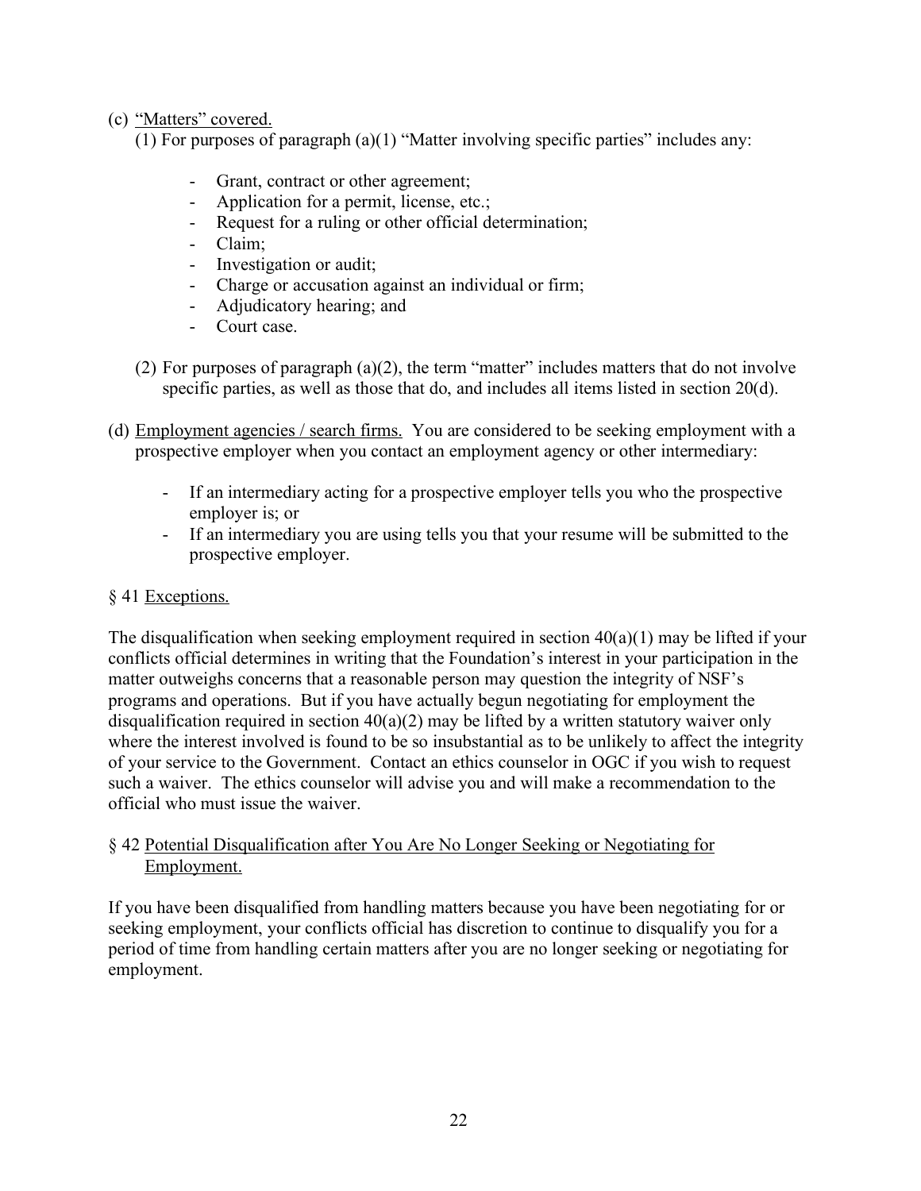(c) <u>"Matters" covered.</u>

(1) For purposes of paragraph (a)(1) "Matter involving specific parties" includes any:

- Grant, contract or other agreement;
- Application for a permit, license, etc.;
- Request for a ruling or other official determination;
- Claim;
- Investigation or audit;
- Charge or accusation against an individual or firm;
- Adjudicatory hearing; and
- Court case.

(2) For purposes of paragraph (a)(2), the term "matter" includes matters that do not involve specific parties, as well as those that do, and includes all items listed in section 20(d).

(d) <u>Employment agencies / search firms.</u> You are considered to be seeking employment with a prospective employer when you contact an employment agency or other intermediary:

- If an intermediary acting for a prospective employer tells you who the prospective employer is; or
- If an intermediary you are using tells you that your resume will be submitted to the prospective employer.

§ 41 <u>Exceptions.</u>

The disqualification when seeking employment required in section 40(a)(1) may be lifted if your conflicts official determines in writing that the Foundation's interest in your participation in the matter outweighs concerns that a reasonable person may question the integrity of NSF's programs and operations. But if you have actually begun negotiating for employment the disqualification required in section 40(a)(2) may be lifted by a written statutory waiver only where the interest involved is found to be so insubstantial as to be unlikely to affect the integrity of your service to the Government. Contact an ethics counselor in OGC if you wish to request such a waiver. The ethics counselor will advise you and will make a recommendation to the official who must issue the waiver.

§ 42 <u>Potential Disqualification after You Are No Longer Seeking or Negotiating for Employment.</u>

If you have been disqualified from handling matters because you have been negotiating for or seeking employment, your conflicts official has discretion to continue to disqualify you for a period of time from handling certain matters after you are no longer seeking or negotiating for employment.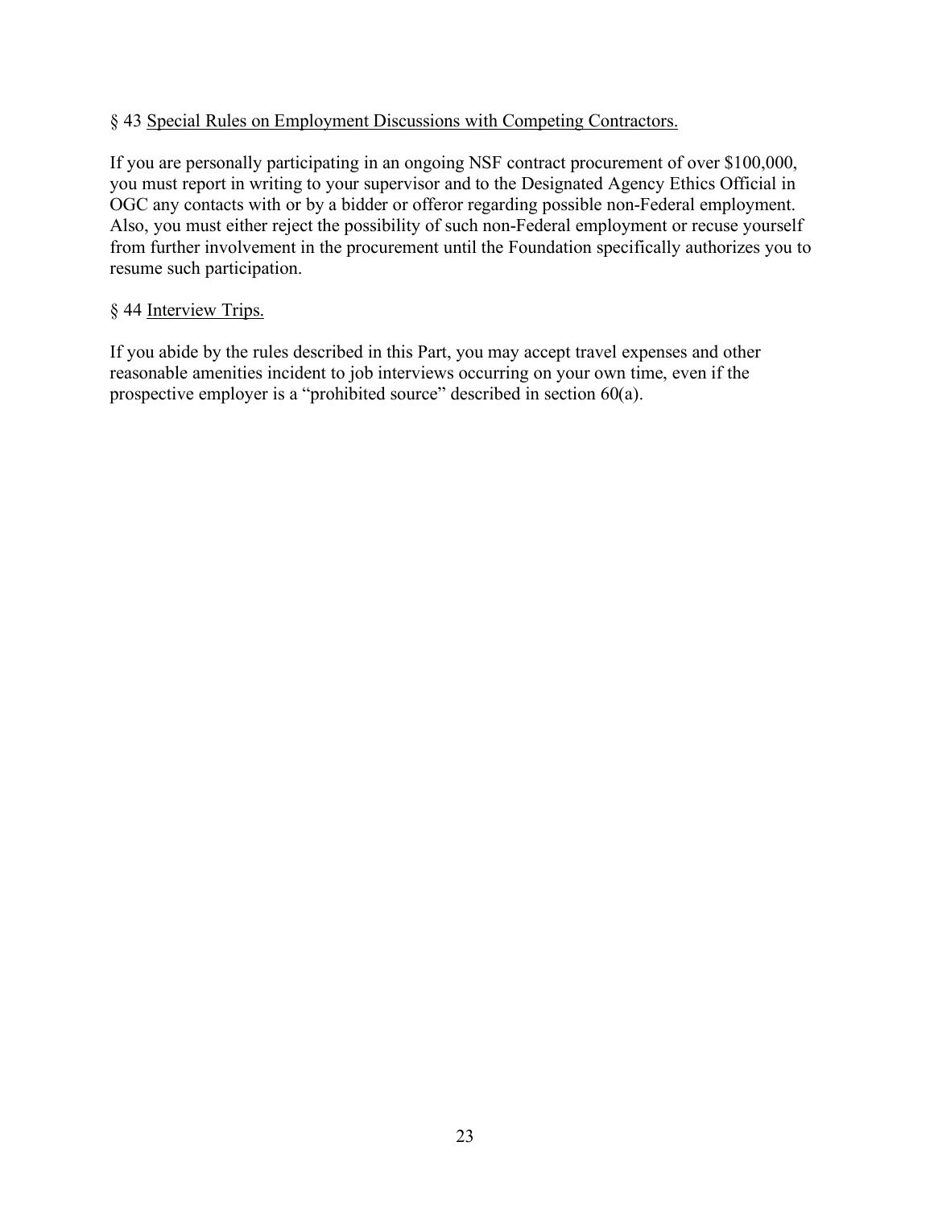§ 43 <u>Special Rules on Employment Discussions with Competing Contractors.</u>

If you are personally participating in an ongoing NSF contract procurement of over $100,000, you must report in writing to your supervisor and to the Designated Agency Ethics Official in OGC any contacts with or by a bidder or offeror regarding possible non-Federal employment. Also, you must either reject the possibility of such non-Federal employment or recuse yourself from further involvement in the procurement until the Foundation specifically authorizes you to resume such participation.

§ 44 <u>Interview Trips.</u>

If you abide by the rules described in this Part, you may accept travel expenses and other reasonable amenities incident to job interviews occurring on your own time, even if the prospective employer is a “prohibited source” described in section 60(a).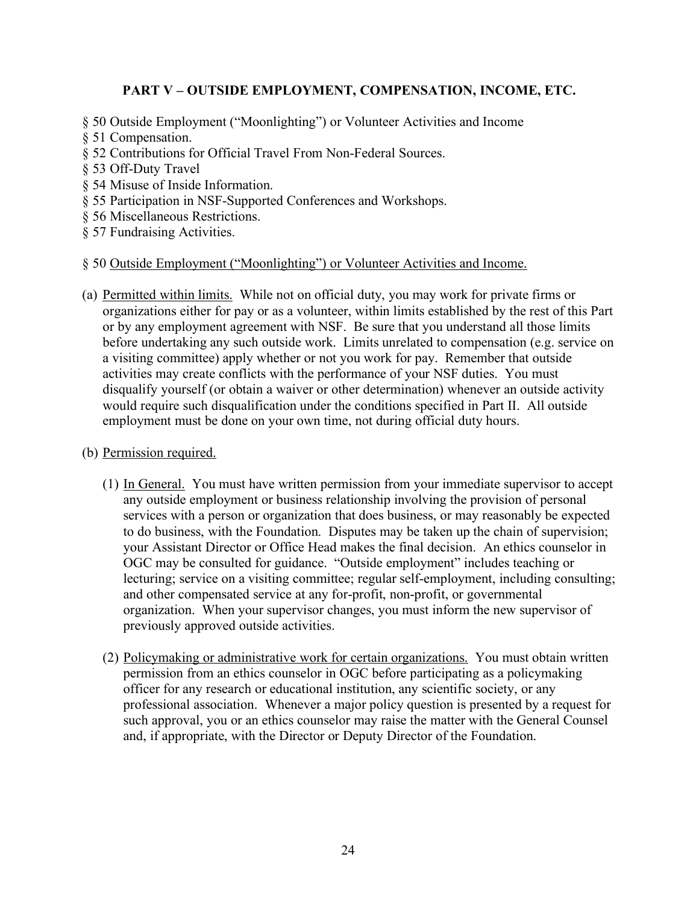## PART V – OUTSIDE EMPLOYMENT, COMPENSATION, INCOME, ETC.

§ 50 Outside Employment ("Moonlighting") or Volunteer Activities and Income
§ 51 Compensation.
§ 52 Contributions for Official Travel From Non-Federal Sources.
§ 53 Off-Duty Travel
§ 54 Misuse of Inside Information.
§ 55 Participation in NSF-Supported Conferences and Workshops.
§ 56 Miscellaneous Restrictions.
§ 57 Fundraising Activities.

§ 50 Outside Employment ("Moonlighting") or Volunteer Activities and Income.

(a) Permitted within limits. While not on official duty, you may work for private firms or organizations either for pay or as a volunteer, within limits established by the rest of this Part or by any employment agreement with NSF. Be sure that you understand all those limits before undertaking any such outside work. Limits unrelated to compensation (e.g. service on a visiting committee) apply whether or not you work for pay. Remember that outside activities may create conflicts with the performance of your NSF duties. You must disqualify yourself (or obtain a waiver or other determination) whenever an outside activity would require such disqualification under the conditions specified in Part II. All outside employment must be done on your own time, not during official duty hours.

(b) Permission required.

(1) In General. You must have written permission from your immediate supervisor to accept any outside employment or business relationship involving the provision of personal services with a person or organization that does business, or may reasonably be expected to do business, with the Foundation. Disputes may be taken up the chain of supervision; your Assistant Director or Office Head makes the final decision. An ethics counselor in OGC may be consulted for guidance. "Outside employment" includes teaching or lecturing; service on a visiting committee; regular self-employment, including consulting; and other compensated service at any for-profit, non-profit, or governmental organization. When your supervisor changes, you must inform the new supervisor of previously approved outside activities.

(2) Policymaking or administrative work for certain organizations. You must obtain written permission from an ethics counselor in OGC before participating as a policymaking officer for any research or educational institution, any scientific society, or any professional association. Whenever a major policy question is presented by a request for such approval, you or an ethics counselor may raise the matter with the General Counsel and, if appropriate, with the Director or Deputy Director of the Foundation.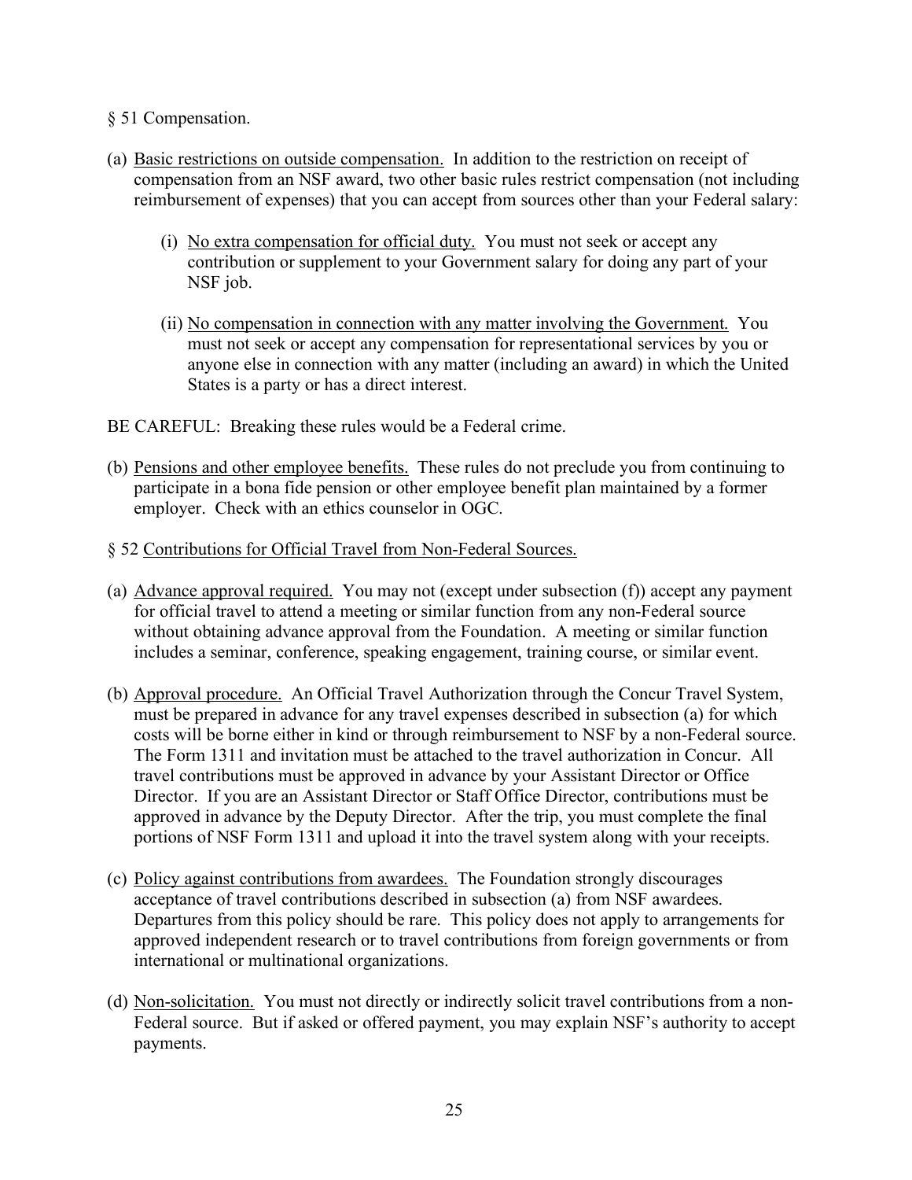§ 51 Compensation.

(a) Basic restrictions on outside compensation. In addition to the restriction on receipt of compensation from an NSF award, two other basic rules restrict compensation (not including reimbursement of expenses) that you can accept from sources other than your Federal salary:

   (i) No extra compensation for official duty. You must not seek or accept any contribution or supplement to your Government salary for doing any part of your NSF job.

   (ii) No compensation in connection with any matter involving the Government. You must not seek or accept any compensation for representational services by you or anyone else in connection with any matter (including an award) in which the United States is a party or has a direct interest.

BE CAREFUL: Breaking these rules would be a Federal crime.

(b) Pensions and other employee benefits. These rules do not preclude you from continuing to participate in a bona fide pension or other employee benefit plan maintained by a former employer. Check with an ethics counselor in OGC.

§ 52 Contributions for Official Travel from Non-Federal Sources.

(a) Advance approval required. You may not (except under subsection (f)) accept any payment for official travel to attend a meeting or similar function from any non-Federal source without obtaining advance approval from the Foundation. A meeting or similar function includes a seminar, conference, speaking engagement, training course, or similar event.

(b) Approval procedure. An Official Travel Authorization through the Concur Travel System, must be prepared in advance for any travel expenses described in subsection (a) for which costs will be borne either in kind or through reimbursement to NSF by a non-Federal source. The Form 1311 and invitation must be attached to the travel authorization in Concur. All travel contributions must be approved in advance by your Assistant Director or Office Director. If you are an Assistant Director or Staff Office Director, contributions must be approved in advance by the Deputy Director. After the trip, you must complete the final portions of NSF Form 1311 and upload it into the travel system along with your receipts.

(c) Policy against contributions from awardees. The Foundation strongly discourages acceptance of travel contributions described in subsection (a) from NSF awardees. Departures from this policy should be rare. This policy does not apply to arrangements for approved independent research or to travel contributions from foreign governments or from international or multinational organizations.

(d) Non-solicitation. You must not directly or indirectly solicit travel contributions from a non-Federal source. But if asked or offered payment, you may explain NSF's authority to accept payments.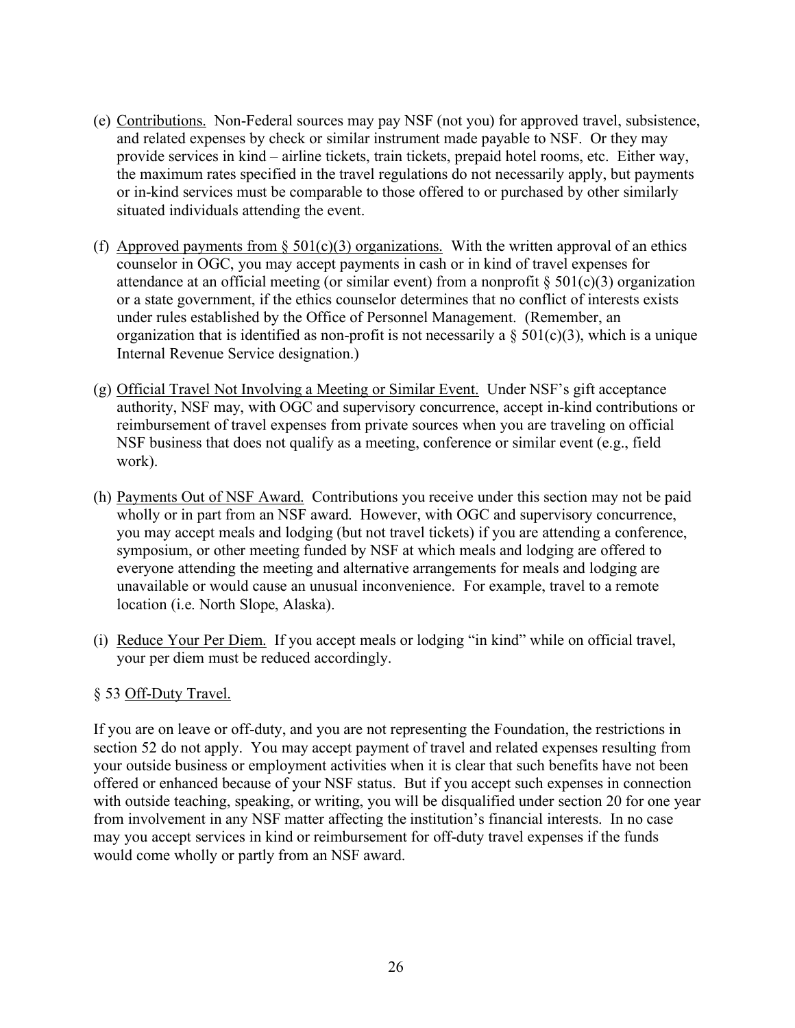(e) Contributions. Non-Federal sources may pay NSF (not you) for approved travel, subsistence, and related expenses by check or similar instrument made payable to NSF. Or they may provide services in kind – airline tickets, train tickets, prepaid hotel rooms, etc. Either way, the maximum rates specified in the travel regulations do not necessarily apply, but payments or in-kind services must be comparable to those offered to or purchased by other similarly situated individuals attending the event.

(f) Approved payments from § 501(c)(3) organizations. With the written approval of an ethics counselor in OGC, you may accept payments in cash or in kind of travel expenses for attendance at an official meeting (or similar event) from a nonprofit § 501(c)(3) organization or a state government, if the ethics counselor determines that no conflict of interests exists under rules established by the Office of Personnel Management. (Remember, an organization that is identified as non-profit is not necessarily a § 501(c)(3), which is a unique Internal Revenue Service designation.)

(g) Official Travel Not Involving a Meeting or Similar Event. Under NSF's gift acceptance authority, NSF may, with OGC and supervisory concurrence, accept in-kind contributions or reimbursement of travel expenses from private sources when you are traveling on official NSF business that does not qualify as a meeting, conference or similar event (e.g., field work).

(h) Payments Out of NSF Award. Contributions you receive under this section may not be paid wholly or in part from an NSF award. However, with OGC and supervisory concurrence, you may accept meals and lodging (but not travel tickets) if you are attending a conference, symposium, or other meeting funded by NSF at which meals and lodging are offered to everyone attending the meeting and alternative arrangements for meals and lodging are unavailable or would cause an unusual inconvenience. For example, travel to a remote location (i.e. North Slope, Alaska).

(i) Reduce Your Per Diem. If you accept meals or lodging "in kind" while on official travel, your per diem must be reduced accordingly.

§ 53 Off-Duty Travel.

If you are on leave or off-duty, and you are not representing the Foundation, the restrictions in section 52 do not apply. You may accept payment of travel and related expenses resulting from your outside business or employment activities when it is clear that such benefits have not been offered or enhanced because of your NSF status. But if you accept such expenses in connection with outside teaching, speaking, or writing, you will be disqualified under section 20 for one year from involvement in any NSF matter affecting the institution's financial interests. In no case may you accept services in kind or reimbursement for off-duty travel expenses if the funds would come wholly or partly from an NSF award.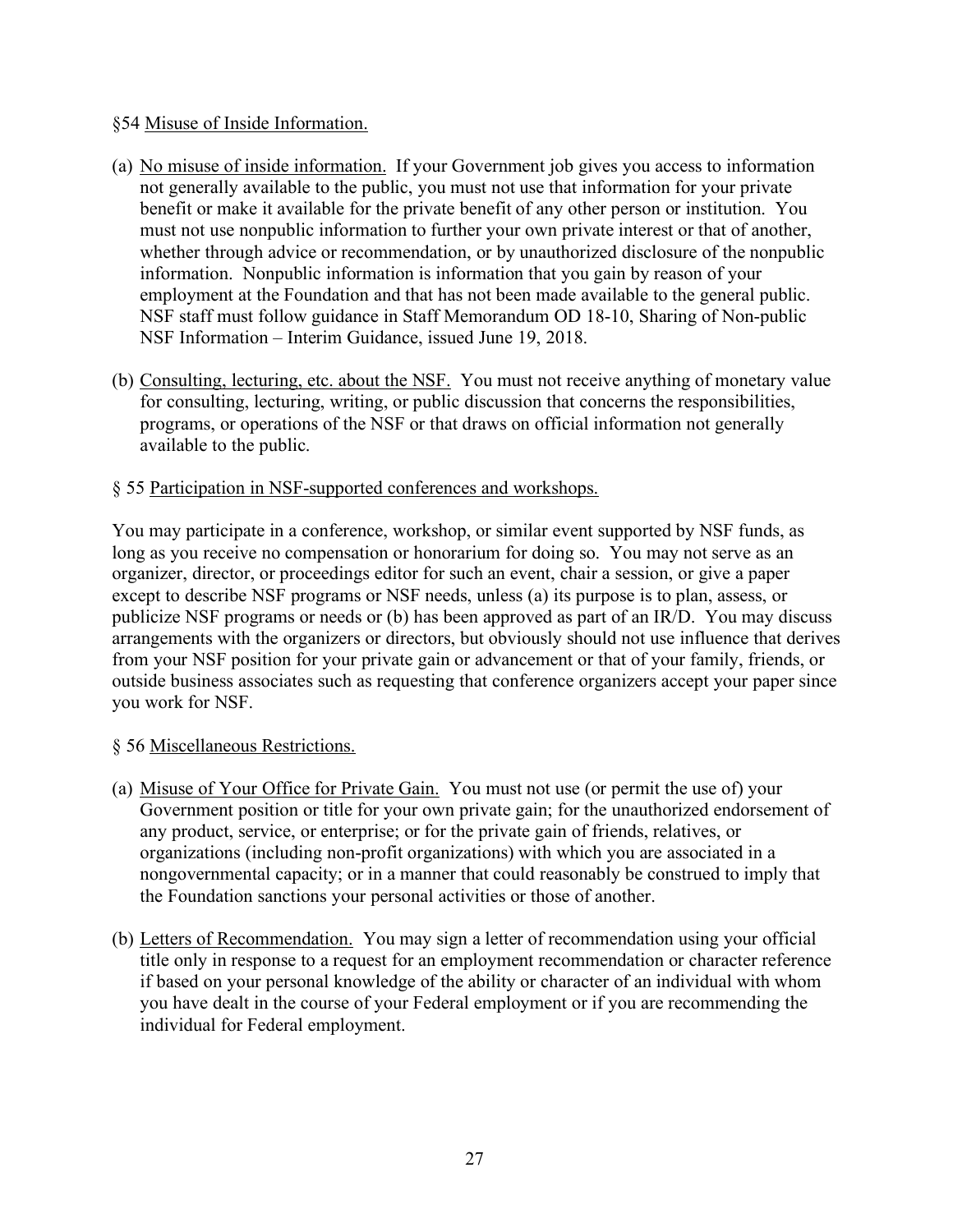§54 Misuse of Inside Information.

(a) No misuse of inside information. If your Government job gives you access to information not generally available to the public, you must not use that information for your private benefit or make it available for the private benefit of any other person or institution. You must not use nonpublic information to further your own private interest or that of another, whether through advice or recommendation, or by unauthorized disclosure of the nonpublic information. Nonpublic information is information that you gain by reason of your employment at the Foundation and that has not been made available to the general public. NSF staff must follow guidance in Staff Memorandum OD 18-10, Sharing of Non-public NSF Information – Interim Guidance, issued June 19, 2018.

(b) Consulting, lecturing, etc. about the NSF. You must not receive anything of monetary value for consulting, lecturing, writing, or public discussion that concerns the responsibilities, programs, or operations of the NSF or that draws on official information not generally available to the public.

§ 55 Participation in NSF-supported conferences and workshops.

You may participate in a conference, workshop, or similar event supported by NSF funds, as long as you receive no compensation or honorarium for doing so. You may not serve as an organizer, director, or proceedings editor for such an event, chair a session, or give a paper except to describe NSF programs or NSF needs, unless (a) its purpose is to plan, assess, or publicize NSF programs or needs or (b) has been approved as part of an IR/D. You may discuss arrangements with the organizers or directors, but obviously should not use influence that derives from your NSF position for your private gain or advancement or that of your family, friends, or outside business associates such as requesting that conference organizers accept your paper since you work for NSF.

§ 56 Miscellaneous Restrictions.

(a) Misuse of Your Office for Private Gain. You must not use (or permit the use of) your Government position or title for your own private gain; for the unauthorized endorsement of any product, service, or enterprise; or for the private gain of friends, relatives, or organizations (including non-profit organizations) with which you are associated in a nongovernmental capacity; or in a manner that could reasonably be construed to imply that the Foundation sanctions your personal activities or those of another.

(b) Letters of Recommendation. You may sign a letter of recommendation using your official title only in response to a request for an employment recommendation or character reference if based on your personal knowledge of the ability or character of an individual with whom you have dealt in the course of your Federal employment or if you are recommending the individual for Federal employment.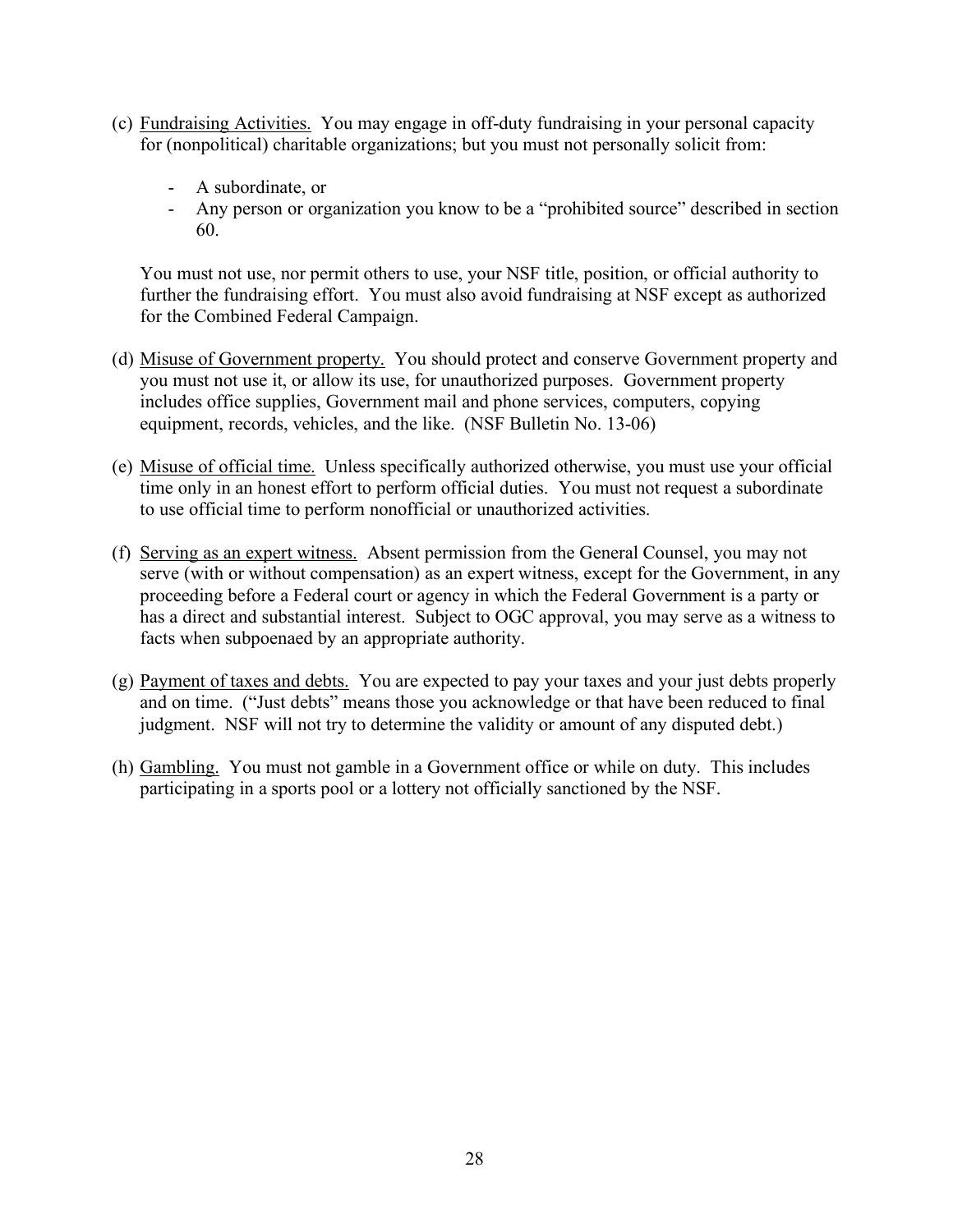(c) Fundraising Activities. You may engage in off-duty fundraising in your personal capacity for (nonpolitical) charitable organizations; but you must not personally solicit from:

- A subordinate, or
- Any person or organization you know to be a "prohibited source" described in section 60.

You must not use, nor permit others to use, your NSF title, position, or official authority to further the fundraising effort. You must also avoid fundraising at NSF except as authorized for the Combined Federal Campaign.

(d) Misuse of Government property. You should protect and conserve Government property and you must not use it, or allow its use, for unauthorized purposes. Government property includes office supplies, Government mail and phone services, computers, copying equipment, records, vehicles, and the like. (NSF Bulletin No. 13-06)

(e) Misuse of official time. Unless specifically authorized otherwise, you must use your official time only in an honest effort to perform official duties. You must not request a subordinate to use official time to perform nonofficial or unauthorized activities.

(f) Serving as an expert witness. Absent permission from the General Counsel, you may not serve (with or without compensation) as an expert witness, except for the Government, in any proceeding before a Federal court or agency in which the Federal Government is a party or has a direct and substantial interest. Subject to OGC approval, you may serve as a witness to facts when subpoenaed by an appropriate authority.

(g) Payment of taxes and debts. You are expected to pay your taxes and your just debts properly and on time. ("Just debts" means those you acknowledge or that have been reduced to final judgment. NSF will not try to determine the validity or amount of any disputed debt.)

(h) Gambling. You must not gamble in a Government office or while on duty. This includes participating in a sports pool or a lottery not officially sanctioned by the NSF.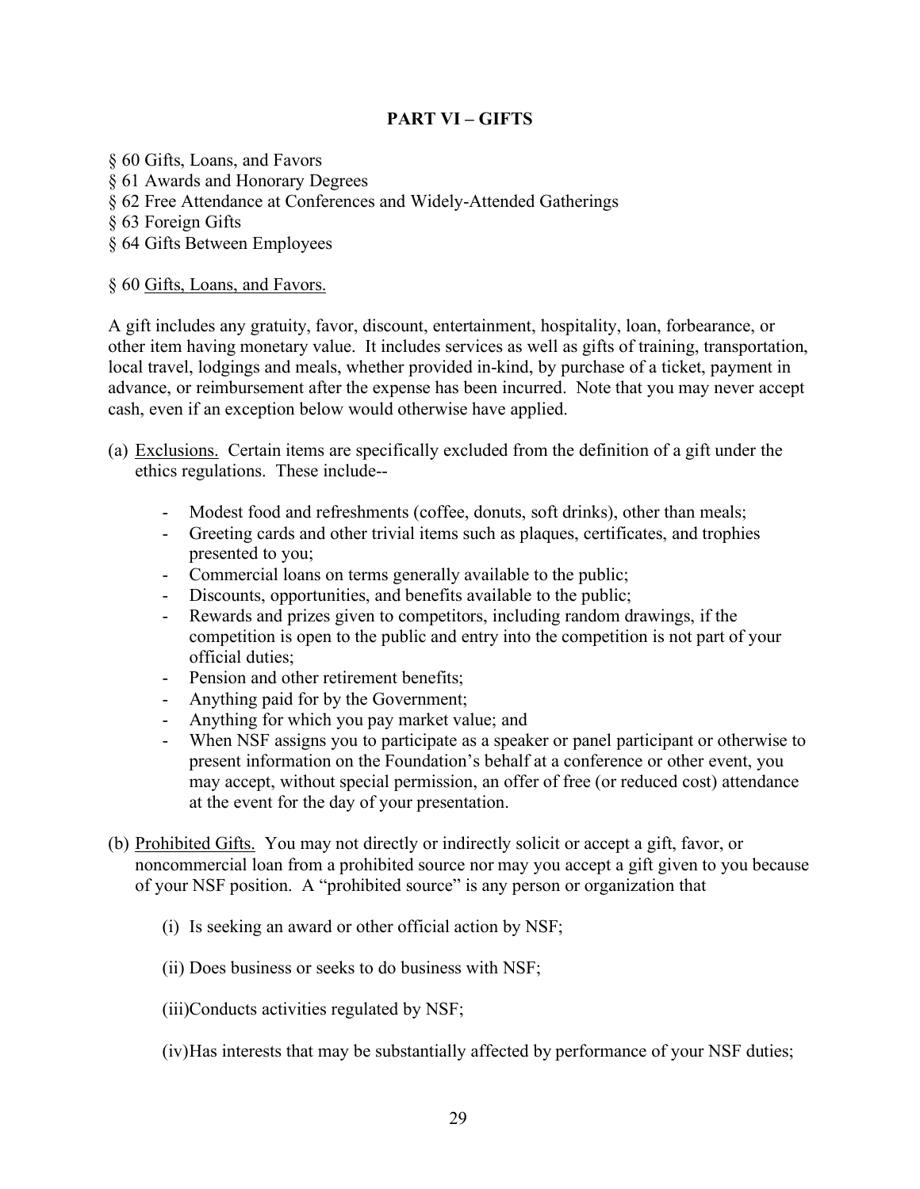## PART VI – GIFTS

§ 60 Gifts, Loans, and Favors
§ 61 Awards and Honorary Degrees
§ 62 Free Attendance at Conferences and Widely-Attended Gatherings
§ 63 Foreign Gifts
§ 64 Gifts Between Employees

§ 60 Gifts, Loans, and Favors.

A gift includes any gratuity, favor, discount, entertainment, hospitality, loan, forbearance, or other item having monetary value. It includes services as well as gifts of training, transportation, local travel, lodgings and meals, whether provided in-kind, by purchase of a ticket, payment in advance, or reimbursement after the expense has been incurred. Note that you may never accept cash, even if an exception below would otherwise have applied.

(a) Exclusions. Certain items are specifically excluded from the definition of a gift under the ethics regulations. These include--

- Modest food and refreshments (coffee, donuts, soft drinks), other than meals;
- Greeting cards and other trivial items such as plaques, certificates, and trophies presented to you;
- Commercial loans on terms generally available to the public;
- Discounts, opportunities, and benefits available to the public;
- Rewards and prizes given to competitors, including random drawings, if the competition is open to the public and entry into the competition is not part of your official duties;
- Pension and other retirement benefits;
- Anything paid for by the Government;
- Anything for which you pay market value; and
- When NSF assigns you to participate as a speaker or panel participant or otherwise to present information on the Foundation's behalf at a conference or other event, you may accept, without special permission, an offer of free (or reduced cost) attendance at the event for the day of your presentation.

(b) Prohibited Gifts. You may not directly or indirectly solicit or accept a gift, favor, or noncommercial loan from a prohibited source nor may you accept a gift given to you because of your NSF position. A "prohibited source" is any person or organization that

(i) Is seeking an award or other official action by NSF;

(ii) Does business or seeks to do business with NSF;

(iii) Conducts activities regulated by NSF;

(iv) Has interests that may be substantially affected by performance of your NSF duties;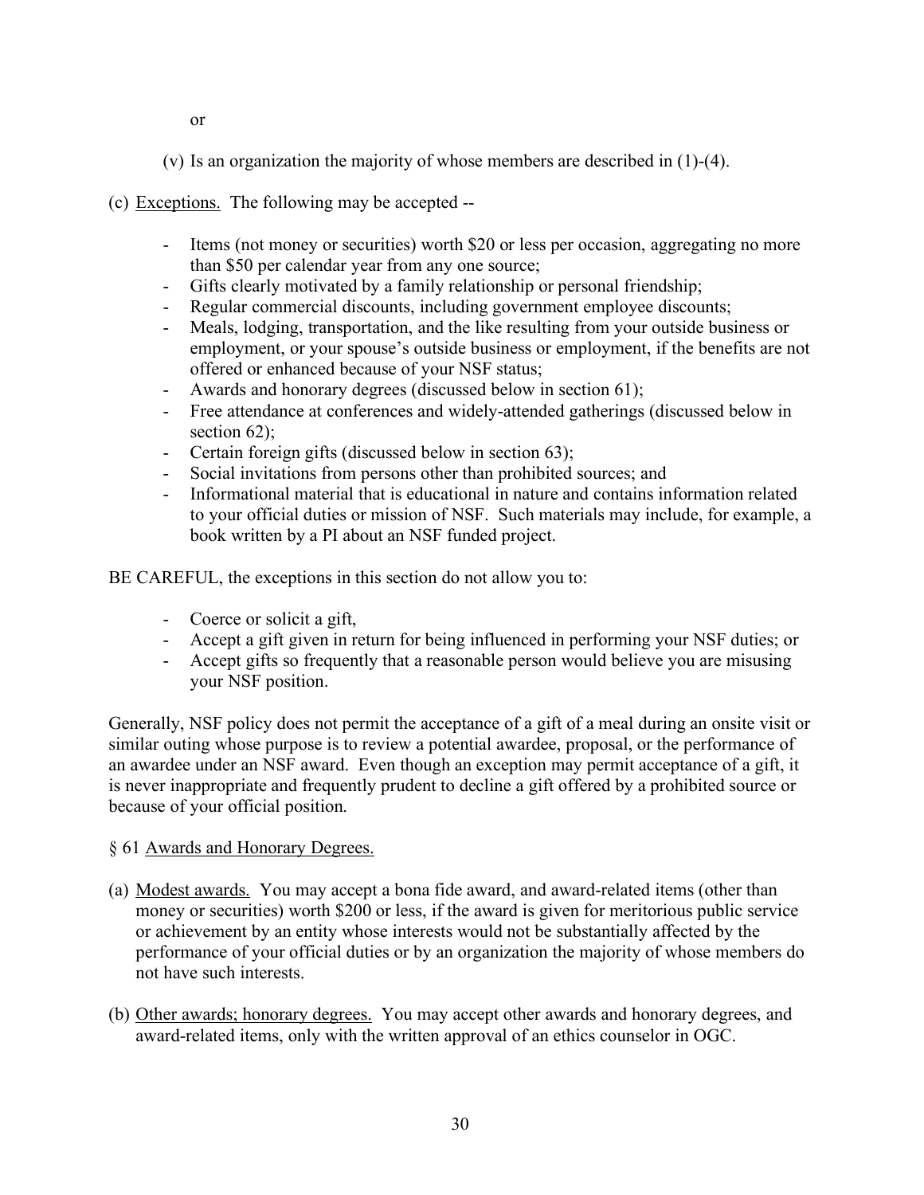or

(v) Is an organization the majority of whose members are described in (1)-(4).

(c) Exceptions. The following may be accepted --

- Items (not money or securities) worth $20 or less per occasion, aggregating no more than $50 per calendar year from any one source;
- Gifts clearly motivated by a family relationship or personal friendship;
- Regular commercial discounts, including government employee discounts;
- Meals, lodging, transportation, and the like resulting from your outside business or employment, or your spouse's outside business or employment, if the benefits are not offered or enhanced because of your NSF status;
- Awards and honorary degrees (discussed below in section 61);
- Free attendance at conferences and widely-attended gatherings (discussed below in section 62);
- Certain foreign gifts (discussed below in section 63);
- Social invitations from persons other than prohibited sources; and
- Informational material that is educational in nature and contains information related to your official duties or mission of NSF. Such materials may include, for example, a book written by a PI about an NSF funded project.

BE CAREFUL, the exceptions in this section do not allow you to:

- Coerce or solicit a gift,
- Accept a gift given in return for being influenced in performing your NSF duties; or
- Accept gifts so frequently that a reasonable person would believe you are misusing your NSF position.

Generally, NSF policy does not permit the acceptance of a gift of a meal during an onsite visit or similar outing whose purpose is to review a potential awardee, proposal, or the performance of an awardee under an NSF award. Even though an exception may permit acceptance of a gift, it is never inappropriate and frequently prudent to decline a gift offered by a prohibited source or because of your official position.

§ 61 Awards and Honorary Degrees.

(a) Modest awards. You may accept a bona fide award, and award-related items (other than money or securities) worth $200 or less, if the award is given for meritorious public service or achievement by an entity whose interests would not be substantially affected by the performance of your official duties or by an organization the majority of whose members do not have such interests.

(b) Other awards; honorary degrees. You may accept other awards and honorary degrees, and award-related items, only with the written approval of an ethics counselor in OGC.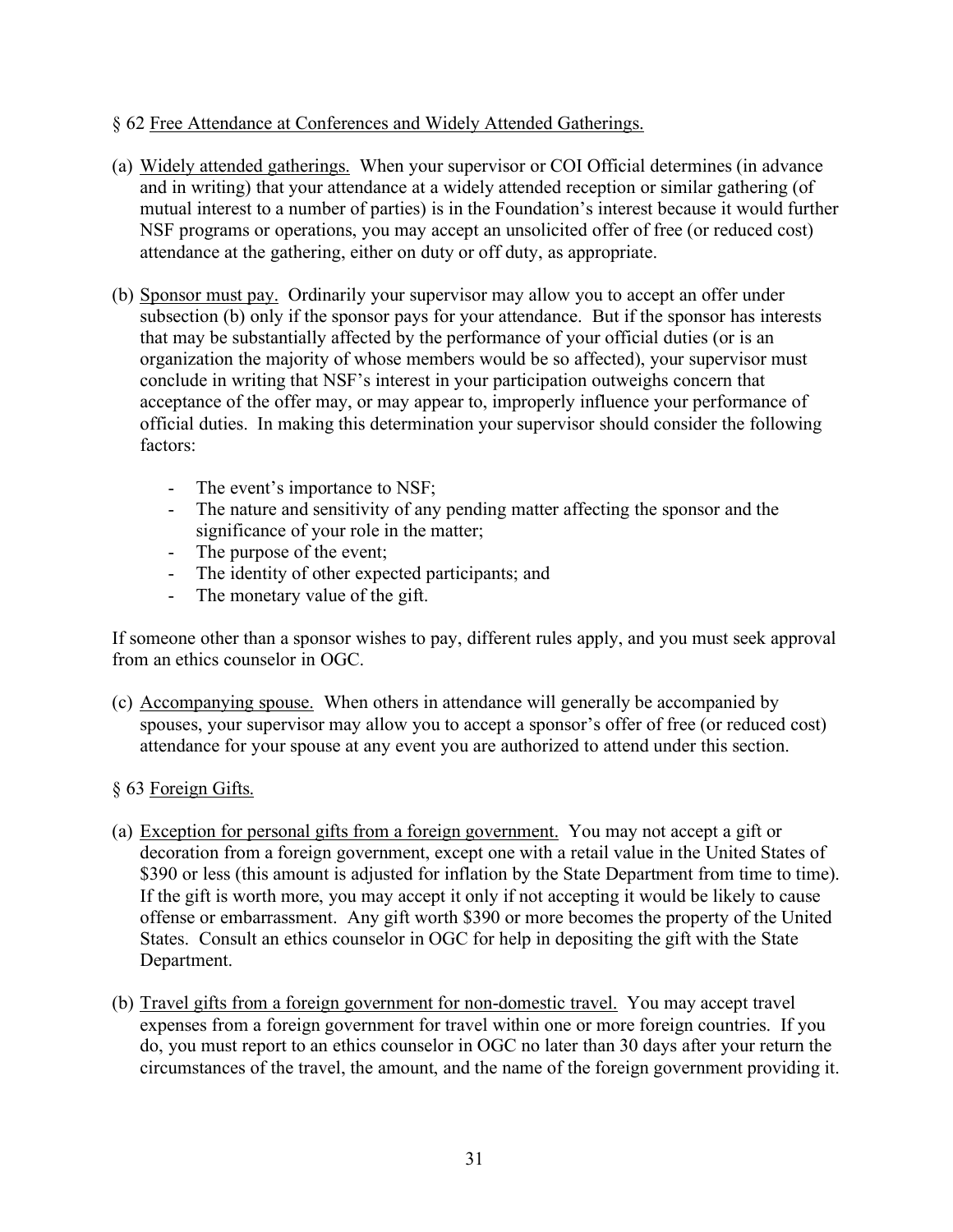§ 62 Free Attendance at Conferences and Widely Attended Gatherings.

(a) Widely attended gatherings. When your supervisor or COI Official determines (in advance and in writing) that your attendance at a widely attended reception or similar gathering (of mutual interest to a number of parties) is in the Foundation's interest because it would further NSF programs or operations, you may accept an unsolicited offer of free (or reduced cost) attendance at the gathering, either on duty or off duty, as appropriate.

(b) Sponsor must pay. Ordinarily your supervisor may allow you to accept an offer under subsection (b) only if the sponsor pays for your attendance. But if the sponsor has interests that may be substantially affected by the performance of your official duties (or is an organization the majority of whose members would be so affected), your supervisor must conclude in writing that NSF's interest in your participation outweighs concern that acceptance of the offer may, or may appear to, improperly influence your performance of official duties. In making this determination your supervisor should consider the following factors:

- The event's importance to NSF;
- The nature and sensitivity of any pending matter affecting the sponsor and the significance of your role in the matter;
- The purpose of the event;
- The identity of other expected participants; and
- The monetary value of the gift.

If someone other than a sponsor wishes to pay, different rules apply, and you must seek approval from an ethics counselor in OGC.

(c) Accompanying spouse. When others in attendance will generally be accompanied by spouses, your supervisor may allow you to accept a sponsor's offer of free (or reduced cost) attendance for your spouse at any event you are authorized to attend under this section.

§ 63 Foreign Gifts.

(a) Exception for personal gifts from a foreign government. You may not accept a gift or decoration from a foreign government, except one with a retail value in the United States of $390 or less (this amount is adjusted for inflation by the State Department from time to time). If the gift is worth more, you may accept it only if not accepting it would be likely to cause offense or embarrassment. Any gift worth $390 or more becomes the property of the United States. Consult an ethics counselor in OGC for help in depositing the gift with the State Department.

(b) Travel gifts from a foreign government for non-domestic travel. You may accept travel expenses from a foreign government for travel within one or more foreign countries. If you do, you must report to an ethics counselor in OGC no later than 30 days after your return the circumstances of the travel, the amount, and the name of the foreign government providing it.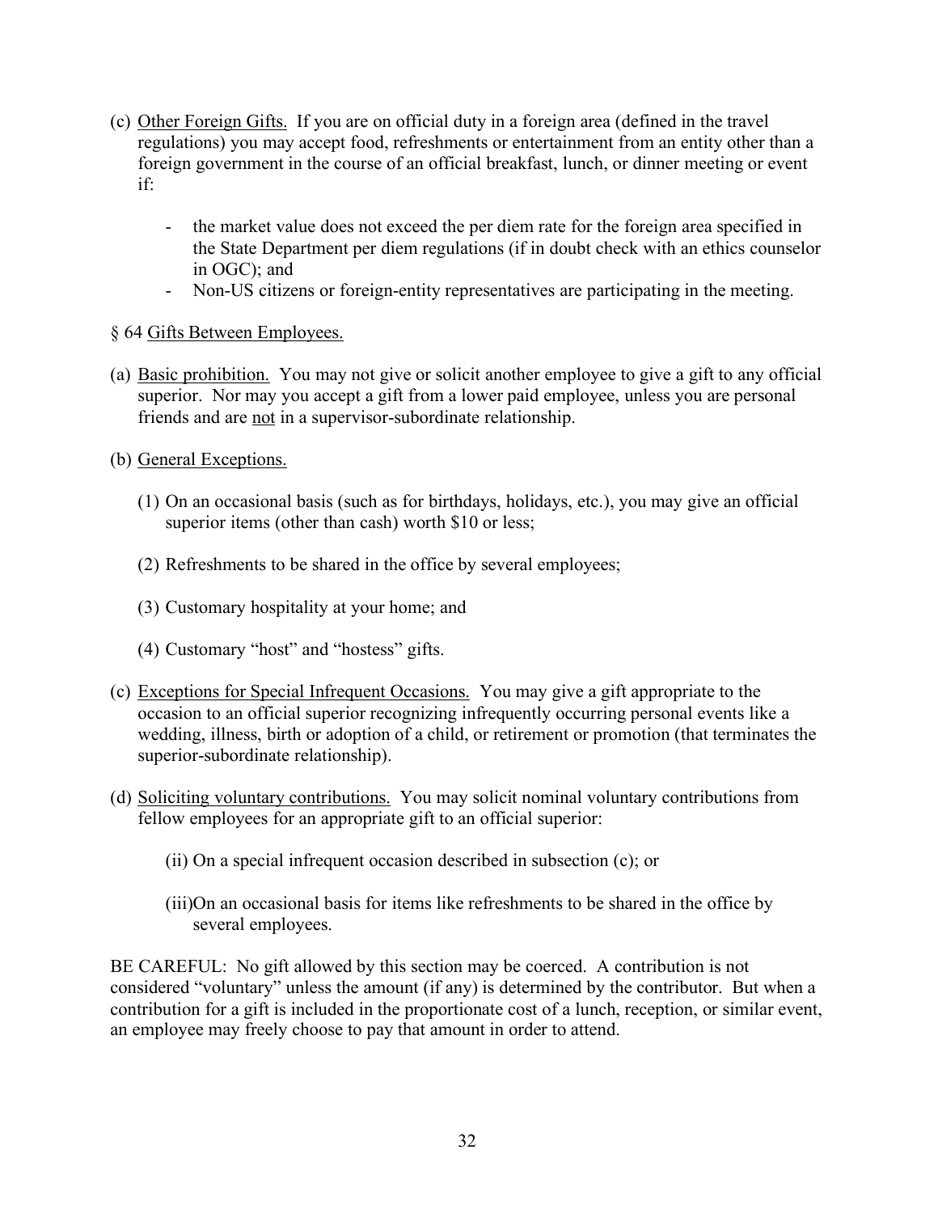(c) Other Foreign Gifts. If you are on official duty in a foreign area (defined in the travel regulations) you may accept food, refreshments or entertainment from an entity other than a foreign government in the course of an official breakfast, lunch, or dinner meeting or event if:

- the market value does not exceed the per diem rate for the foreign area specified in the State Department per diem regulations (if in doubt check with an ethics counselor in OGC); and
- Non-US citizens or foreign-entity representatives are participating in the meeting.

§ 64 Gifts Between Employees.

(a) Basic prohibition. You may not give or solicit another employee to give a gift to any official superior. Nor may you accept a gift from a lower paid employee, unless you are personal friends and are not in a supervisor-subordinate relationship.

(b) General Exceptions.

(1) On an occasional basis (such as for birthdays, holidays, etc.), you may give an official superior items (other than cash) worth $10 or less;

(2) Refreshments to be shared in the office by several employees;

(3) Customary hospitality at your home; and

(4) Customary "host" and "hostess" gifts.

(c) Exceptions for Special Infrequent Occasions. You may give a gift appropriate to the occasion to an official superior recognizing infrequently occurring personal events like a wedding, illness, birth or adoption of a child, or retirement or promotion (that terminates the superior-subordinate relationship).

(d) Soliciting voluntary contributions. You may solicit nominal voluntary contributions from fellow employees for an appropriate gift to an official superior:

(ii) On a special infrequent occasion described in subsection (c); or

(iii)On an occasional basis for items like refreshments to be shared in the office by several employees.

BE CAREFUL: No gift allowed by this section may be coerced. A contribution is not considered "voluntary" unless the amount (if any) is determined by the contributor. But when a contribution for a gift is included in the proportionate cost of a lunch, reception, or similar event, an employee may freely choose to pay that amount in order to attend.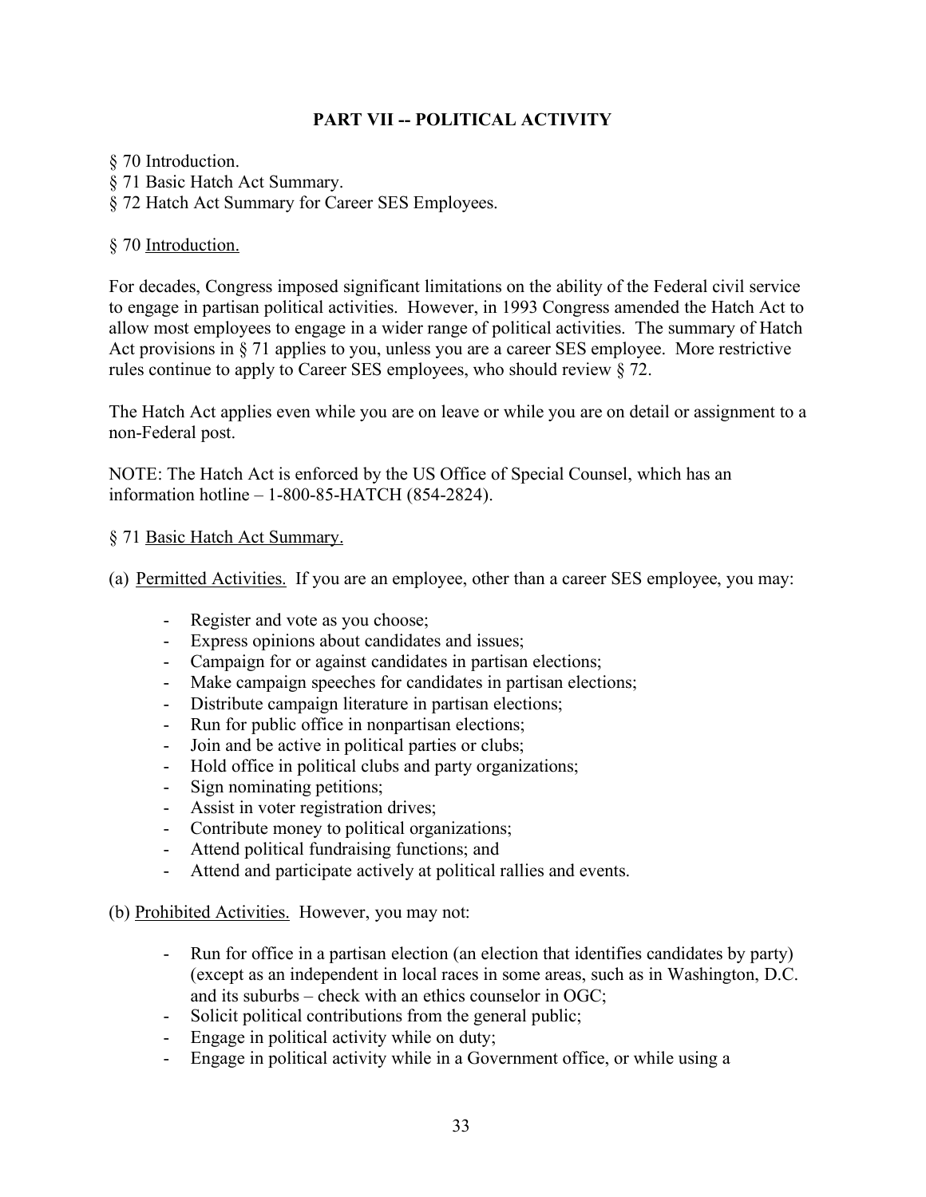## PART VII -- POLITICAL ACTIVITY

§ 70 Introduction.
§ 71 Basic Hatch Act Summary.
§ 72 Hatch Act Summary for Career SES Employees.

§ 70 Introduction.

For decades, Congress imposed significant limitations on the ability of the Federal civil service to engage in partisan political activities. However, in 1993 Congress amended the Hatch Act to allow most employees to engage in a wider range of political activities. The summary of Hatch Act provisions in § 71 applies to you, unless you are a career SES employee. More restrictive rules continue to apply to Career SES employees, who should review § 72.

The Hatch Act applies even while you are on leave or while you are on detail or assignment to a non-Federal post.

NOTE: The Hatch Act is enforced by the US Office of Special Counsel, which has an information hotline – 1-800-85-HATCH (854-2824).

§ 71 Basic Hatch Act Summary.

(a) Permitted Activities. If you are an employee, other than a career SES employee, you may:

- Register and vote as you choose;
- Express opinions about candidates and issues;
- Campaign for or against candidates in partisan elections;
- Make campaign speeches for candidates in partisan elections;
- Distribute campaign literature in partisan elections;
- Run for public office in nonpartisan elections;
- Join and be active in political parties or clubs;
- Hold office in political clubs and party organizations;
- Sign nominating petitions;
- Assist in voter registration drives;
- Contribute money to political organizations;
- Attend political fundraising functions; and
- Attend and participate actively at political rallies and events.

(b) Prohibited Activities. However, you may not:

- Run for office in a partisan election (an election that identifies candidates by party) (except as an independent in local races in some areas, such as in Washington, D.C. and its suburbs – check with an ethics counselor in OGC;
- Solicit political contributions from the general public;
- Engage in political activity while on duty;
- Engage in political activity while in a Government office, or while using a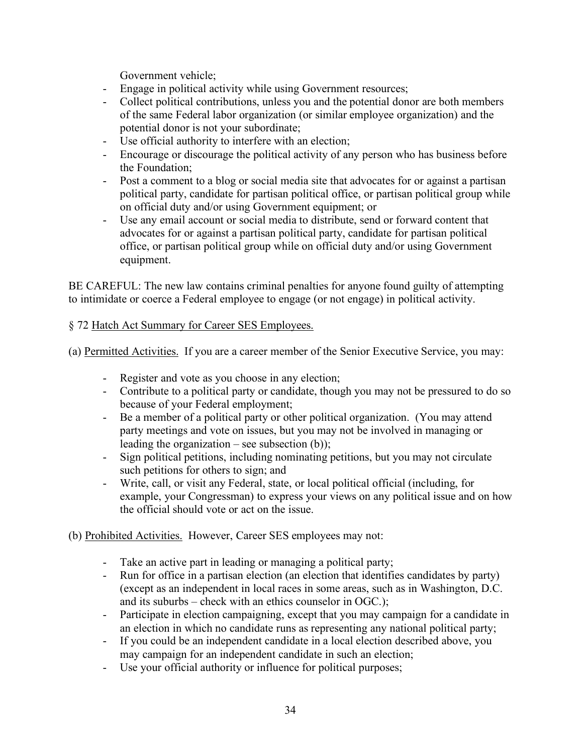Government vehicle;
- Engage in political activity while using Government resources;
- Collect political contributions, unless you and the potential donor are both members of the same Federal labor organization (or similar employee organization) and the potential donor is not your subordinate;
- Use official authority to interfere with an election;
- Encourage or discourage the political activity of any person who has business before the Foundation;
- Post a comment to a blog or social media site that advocates for or against a partisan political party, candidate for partisan political office, or partisan political group while on official duty and/or using Government equipment; or
- Use any email account or social media to distribute, send or forward content that advocates for or against a partisan political party, candidate for partisan political office, or partisan political group while on official duty and/or using Government equipment.

BE CAREFUL: The new law contains criminal penalties for anyone found guilty of attempting to intimidate or coerce a Federal employee to engage (or not engage) in political activity.

§ 72 Hatch Act Summary for Career SES Employees.

(a) Permitted Activities. If you are a career member of the Senior Executive Service, you may:

- Register and vote as you choose in any election;
- Contribute to a political party or candidate, though you may not be pressured to do so because of your Federal employment;
- Be a member of a political party or other political organization. (You may attend party meetings and vote on issues, but you may not be involved in managing or leading the organization – see subsection (b));
- Sign political petitions, including nominating petitions, but you may not circulate such petitions for others to sign; and
- Write, call, or visit any Federal, state, or local political official (including, for example, your Congressman) to express your views on any political issue and on how the official should vote or act on the issue.

(b) Prohibited Activities. However, Career SES employees may not:

- Take an active part in leading or managing a political party;
- Run for office in a partisan election (an election that identifies candidates by party) (except as an independent in local races in some areas, such as in Washington, D.C. and its suburbs – check with an ethics counselor in OGC.);
- Participate in election campaigning, except that you may campaign for a candidate in an election in which no candidate runs as representing any national political party;
- If you could be an independent candidate in a local election described above, you may campaign for an independent candidate in such an election;
- Use your official authority or influence for political purposes;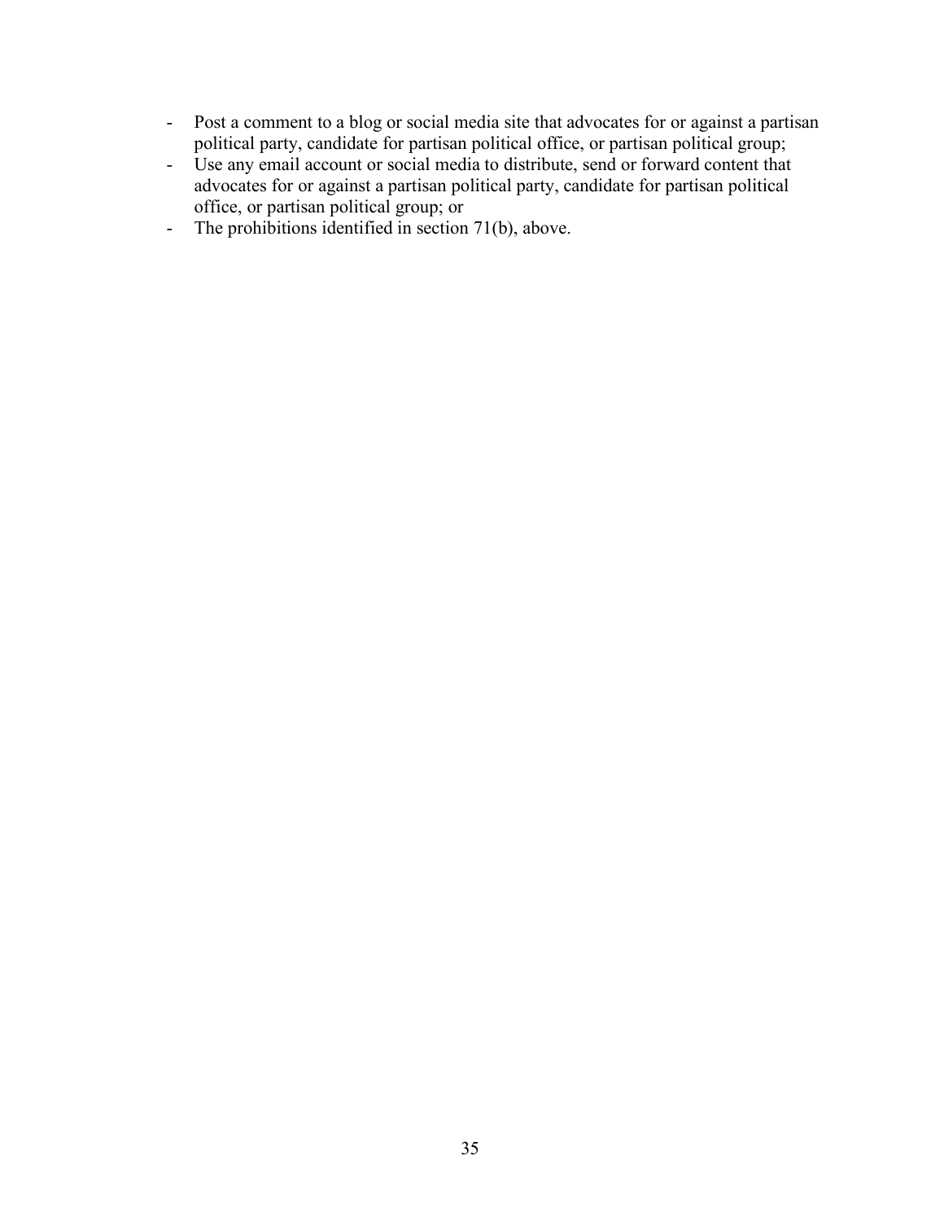- Post a comment to a blog or social media site that advocates for or against a partisan political party, candidate for partisan political office, or partisan political group;
- Use any email account or social media to distribute, send or forward content that advocates for or against a partisan political party, candidate for partisan political office, or partisan political group; or
- The prohibitions identified in section 71(b), above.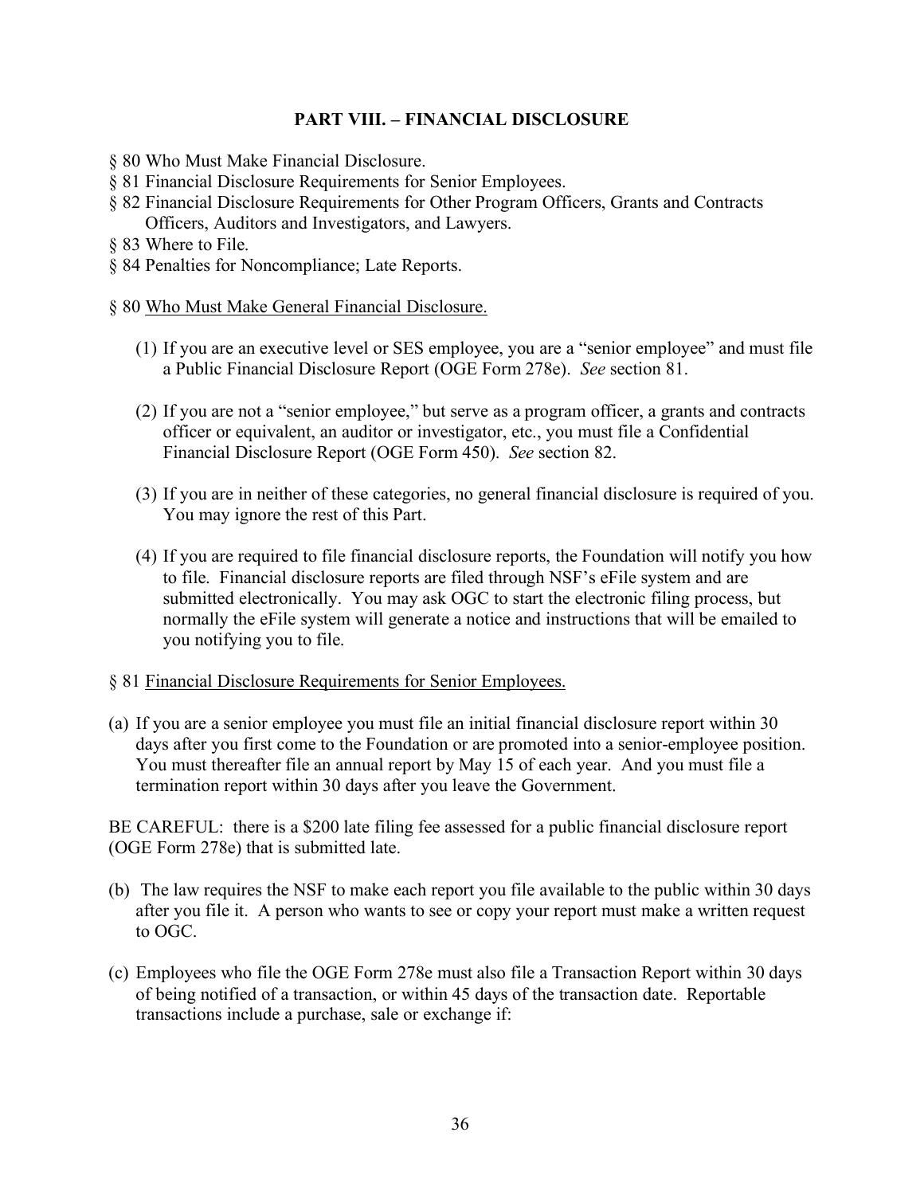## PART VIII. – FINANCIAL DISCLOSURE

§ 80 Who Must Make Financial Disclosure.
§ 81 Financial Disclosure Requirements for Senior Employees.
§ 82 Financial Disclosure Requirements for Other Program Officers, Grants and Contracts Officers, Auditors and Investigators, and Lawyers.
§ 83 Where to File.
§ 84 Penalties for Noncompliance; Late Reports.

§ 80 <u>Who Must Make General Financial Disclosure.</u>

(1) If you are an executive level or SES employee, you are a "senior employee" and must file a Public Financial Disclosure Report (OGE Form 278e). *See* section 81.

(2) If you are not a "senior employee," but serve as a program officer, a grants and contracts officer or equivalent, an auditor or investigator, etc., you must file a Confidential Financial Disclosure Report (OGE Form 450). *See* section 82.

(3) If you are in neither of these categories, no general financial disclosure is required of you. You may ignore the rest of this Part.

(4) If you are required to file financial disclosure reports, the Foundation will notify you how to file. Financial disclosure reports are filed through NSF's eFile system and are submitted electronically. You may ask OGC to start the electronic filing process, but normally the eFile system will generate a notice and instructions that will be emailed to you notifying you to file.

§ 81 <u>Financial Disclosure Requirements for Senior Employees.</u>

(a) If you are a senior employee you must file an initial financial disclosure report within 30 days after you first come to the Foundation or are promoted into a senior-employee position. You must thereafter file an annual report by May 15 of each year. And you must file a termination report within 30 days after you leave the Government.

BE CAREFUL: there is a $200 late filing fee assessed for a public financial disclosure report (OGE Form 278e) that is submitted late.

(b) The law requires the NSF to make each report you file available to the public within 30 days after you file it. A person who wants to see or copy your report must make a written request to OGC.

(c) Employees who file the OGE Form 278e must also file a Transaction Report within 30 days of being notified of a transaction, or within 45 days of the transaction date. Reportable transactions include a purchase, sale or exchange if: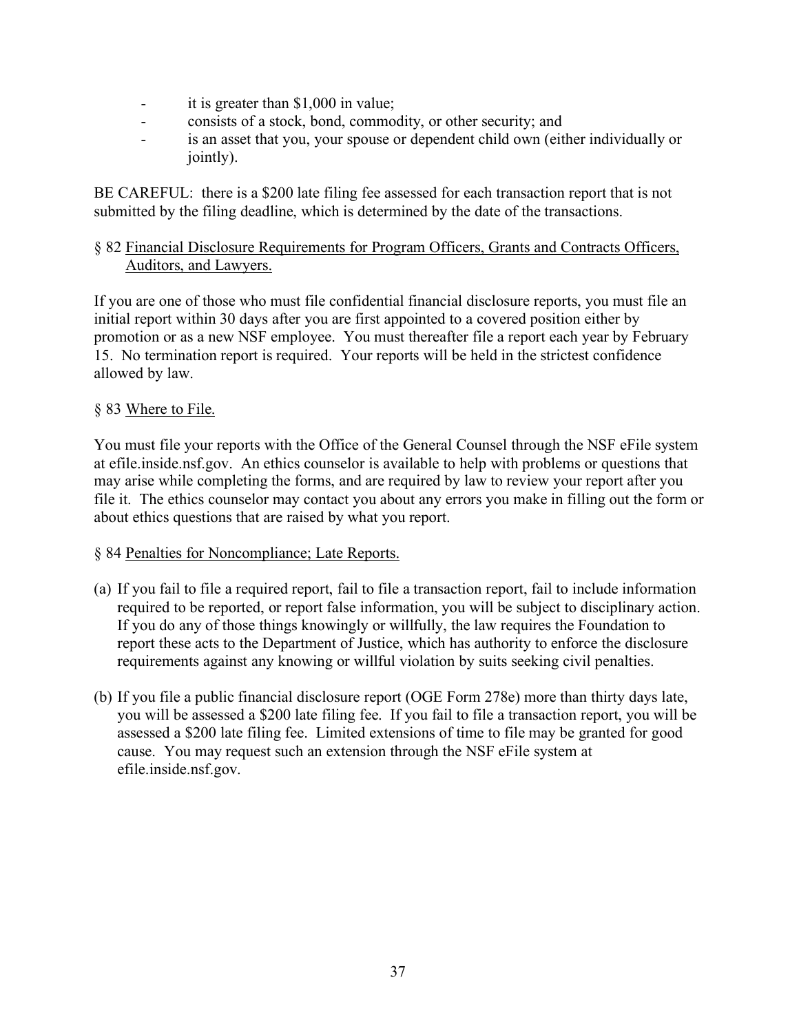- it is greater than $1,000 in value;
- consists of a stock, bond, commodity, or other security; and
- is an asset that you, your spouse or dependent child own (either individually or jointly).

BE CAREFUL: there is a $200 late filing fee assessed for each transaction report that is not submitted by the filing deadline, which is determined by the date of the transactions.

§ 82 Financial Disclosure Requirements for Program Officers, Grants and Contracts Officers, Auditors, and Lawyers.

If you are one of those who must file confidential financial disclosure reports, you must file an initial report within 30 days after you are first appointed to a covered position either by promotion or as a new NSF employee. You must thereafter file a report each year by February 15. No termination report is required. Your reports will be held in the strictest confidence allowed by law.

§ 83 Where to File.

You must file your reports with the Office of the General Counsel through the NSF eFile system at efile.inside.nsf.gov. An ethics counselor is available to help with problems or questions that may arise while completing the forms, and are required by law to review your report after you file it. The ethics counselor may contact you about any errors you make in filling out the form or about ethics questions that are raised by what you report.

§ 84 Penalties for Noncompliance; Late Reports.

(a) If you fail to file a required report, fail to file a transaction report, fail to include information required to be reported, or report false information, you will be subject to disciplinary action. If you do any of those things knowingly or willfully, the law requires the Foundation to report these acts to the Department of Justice, which has authority to enforce the disclosure requirements against any knowing or willful violation by suits seeking civil penalties.

(b) If you file a public financial disclosure report (OGE Form 278e) more than thirty days late, you will be assessed a $200 late filing fee. If you fail to file a transaction report, you will be assessed a $200 late filing fee. Limited extensions of time to file may be granted for good cause. You may request such an extension through the NSF eFile system at efile.inside.nsf.gov.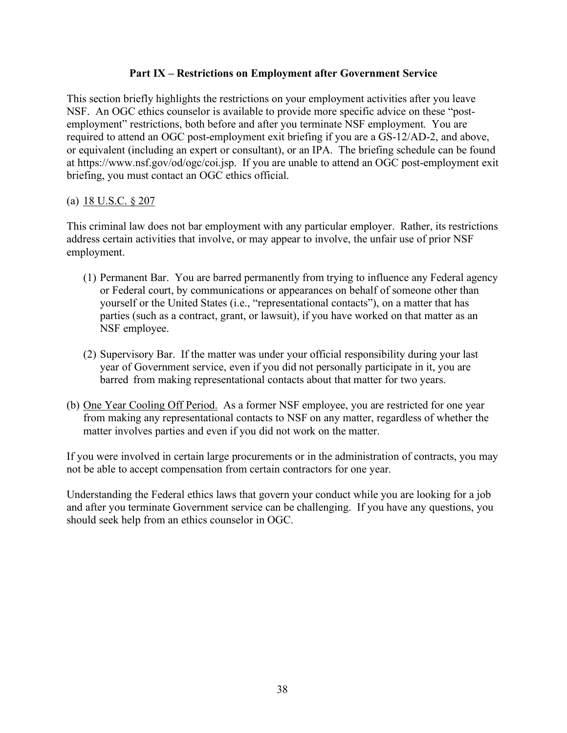## Part IX – Restrictions on Employment after Government Service

This section briefly highlights the restrictions on your employment activities after you leave NSF. An OGC ethics counselor is available to provide more specific advice on these "post-employment" restrictions, both before and after you terminate NSF employment. You are required to attend an OGC post-employment exit briefing if you are a GS-12/AD-2, and above, or equivalent (including an expert or consultant), or an IPA. The briefing schedule can be found at https://www.nsf.gov/od/ogc/coi.jsp. If you are unable to attend an OGC post-employment exit briefing, you must contact an OGC ethics official.

(a) <u>18 U.S.C. § 207</u>

This criminal law does not bar employment with any particular employer. Rather, its restrictions address certain activities that involve, or may appear to involve, the unfair use of prior NSF employment.

(1) Permanent Bar. You are barred permanently from trying to influence any Federal agency or Federal court, by communications or appearances on behalf of someone other than yourself or the United States (i.e., "representational contacts"), on a matter that has parties (such as a contract, grant, or lawsuit), if you have worked on that matter as an NSF employee.

(2) Supervisory Bar. If the matter was under your official responsibility during your last year of Government service, even if you did not personally participate in it, you are barred from making representational contacts about that matter for two years.

(b) <u>One Year Cooling Off Period.</u> As a former NSF employee, you are restricted for one year from making any representational contacts to NSF on any matter, regardless of whether the matter involves parties and even if you did not work on the matter.

If you were involved in certain large procurements or in the administration of contracts, you may not be able to accept compensation from certain contractors for one year.

Understanding the Federal ethics laws that govern your conduct while you are looking for a job and after you terminate Government service can be challenging. If you have any questions, you should seek help from an ethics counselor in OGC.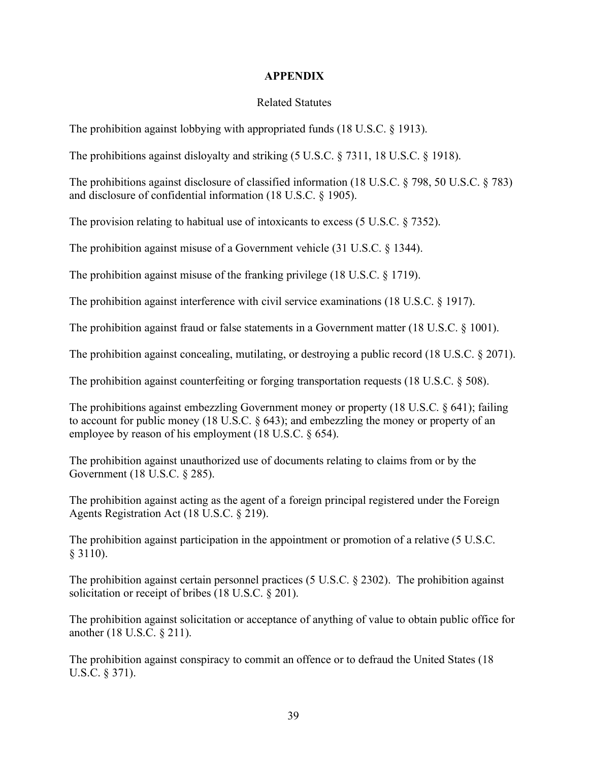# APPENDIX

Related Statutes

The prohibition against lobbying with appropriated funds (18 U.S.C. § 1913).

The prohibitions against disloyalty and striking (5 U.S.C. § 7311, 18 U.S.C. § 1918).

The prohibitions against disclosure of classified information (18 U.S.C. § 798, 50 U.S.C. § 783) and disclosure of confidential information (18 U.S.C. § 1905).

The provision relating to habitual use of intoxicants to excess (5 U.S.C. § 7352).

The prohibition against misuse of a Government vehicle (31 U.S.C. § 1344).

The prohibition against misuse of the franking privilege (18 U.S.C. § 1719).

The prohibition against interference with civil service examinations (18 U.S.C. § 1917).

The prohibition against fraud or false statements in a Government matter (18 U.S.C. § 1001).

The prohibition against concealing, mutilating, or destroying a public record (18 U.S.C. § 2071).

The prohibition against counterfeiting or forging transportation requests (18 U.S.C. § 508).

The prohibitions against embezzling Government money or property (18 U.S.C. § 641); failing to account for public money (18 U.S.C. § 643); and embezzling the money or property of an employee by reason of his employment (18 U.S.C. § 654).

The prohibition against unauthorized use of documents relating to claims from or by the Government (18 U.S.C. § 285).

The prohibition against acting as the agent of a foreign principal registered under the Foreign Agents Registration Act (18 U.S.C. § 219).

The prohibition against participation in the appointment or promotion of a relative (5 U.S.C. § 3110).

The prohibition against certain personnel practices (5 U.S.C. § 2302). The prohibition against solicitation or receipt of bribes (18 U.S.C. § 201).

The prohibition against solicitation or acceptance of anything of value to obtain public office for another (18 U.S.C. § 211).

The prohibition against conspiracy to commit an offence or to defraud the United States (18 U.S.C. § 371).